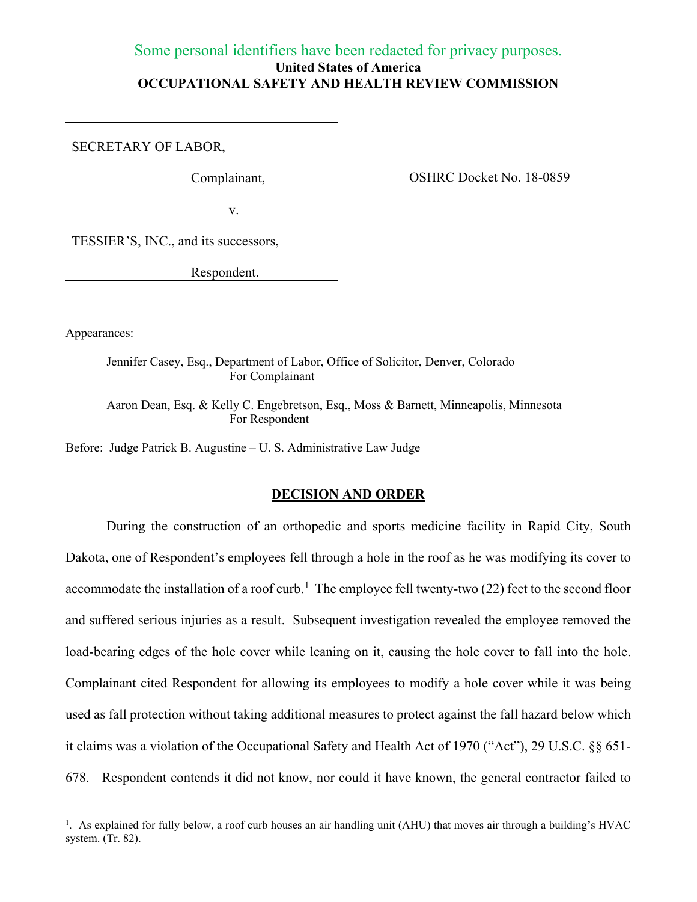Some personal identifiers have been redacted for privacy purposes.

**United States of America**
**OCCUPATIONAL SAFETY AND HEALTH REVIEW COMMISSION**

| | |
|---|---|
| SECRETARY OF LABOR,<br><br>Complainant,<br><br>v.<br><br>TESSIER'S, INC., and its successors,<br><br>Respondent. | OSHRC Docket No. 18-0859 |

Appearances:

Jennifer Casey, Esq., Department of Labor, Office of Solicitor, Denver, Colorado
For Complainant

Aaron Dean, Esq. & Kelly C. Engebretson, Esq., Moss & Barnett, Minneapolis, Minnesota
For Respondent

Before: Judge Patrick B. Augustine – U. S. Administrative Law Judge

## DECISION AND ORDER

During the construction of an orthopedic and sports medicine facility in Rapid City, South Dakota, one of Respondent's employees fell through a hole in the roof as he was modifying its cover to accommodate the installation of a roof curb.[1] The employee fell twenty-two (22) feet to the second floor and suffered serious injuries as a result. Subsequent investigation revealed the employee removed the load-bearing edges of the hole cover while leaning on it, causing the hole cover to fall into the hole. Complainant cited Respondent for allowing its employees to modify a hole cover while it was being used as fall protection without taking additional measures to protect against the fall hazard below which it claims was a violation of the Occupational Safety and Health Act of 1970 ("Act"), 29 U.S.C. §§ 651-678. Respondent contends it did not know, nor could it have known, the general contractor failed to

[1]. As explained for fully below, a roof curb houses an air handling unit (AHU) that moves air through a building's HVAC system. (Tr. 82).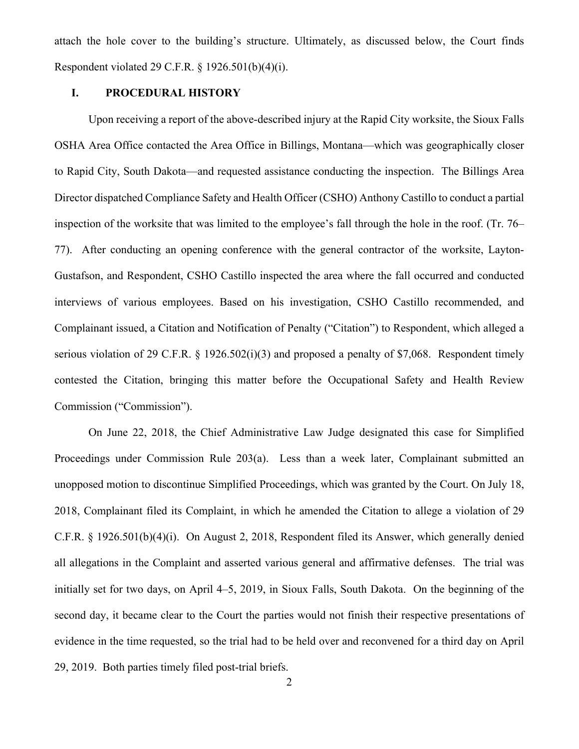attach the hole cover to the building's structure. Ultimately, as discussed below, the Court finds Respondent violated 29 C.F.R. § 1926.501(b)(4)(i).

## I. PROCEDURAL HISTORY

Upon receiving a report of the above-described injury at the Rapid City worksite, the Sioux Falls OSHA Area Office contacted the Area Office in Billings, Montana—which was geographically closer to Rapid City, South Dakota—and requested assistance conducting the inspection. The Billings Area Director dispatched Compliance Safety and Health Officer (CSHO) Anthony Castillo to conduct a partial inspection of the worksite that was limited to the employee's fall through the hole in the roof. (Tr. 76–77). After conducting an opening conference with the general contractor of the worksite, Layton-Gustafson, and Respondent, CSHO Castillo inspected the area where the fall occurred and conducted interviews of various employees. Based on his investigation, CSHO Castillo recommended, and Complainant issued, a Citation and Notification of Penalty ("Citation") to Respondent, which alleged a serious violation of 29 C.F.R. § 1926.502(i)(3) and proposed a penalty of $7,068. Respondent timely contested the Citation, bringing this matter before the Occupational Safety and Health Review Commission ("Commission").

On June 22, 2018, the Chief Administrative Law Judge designated this case for Simplified Proceedings under Commission Rule 203(a). Less than a week later, Complainant submitted an unopposed motion to discontinue Simplified Proceedings, which was granted by the Court. On July 18, 2018, Complainant filed its Complaint, in which he amended the Citation to allege a violation of 29 C.F.R. § 1926.501(b)(4)(i). On August 2, 2018, Respondent filed its Answer, which generally denied all allegations in the Complaint and asserted various general and affirmative defenses. The trial was initially set for two days, on April 4–5, 2019, in Sioux Falls, South Dakota. On the beginning of the second day, it became clear to the Court the parties would not finish their respective presentations of evidence in the time requested, so the trial had to be held over and reconvened for a third day on April 29, 2019. Both parties timely filed post-trial briefs.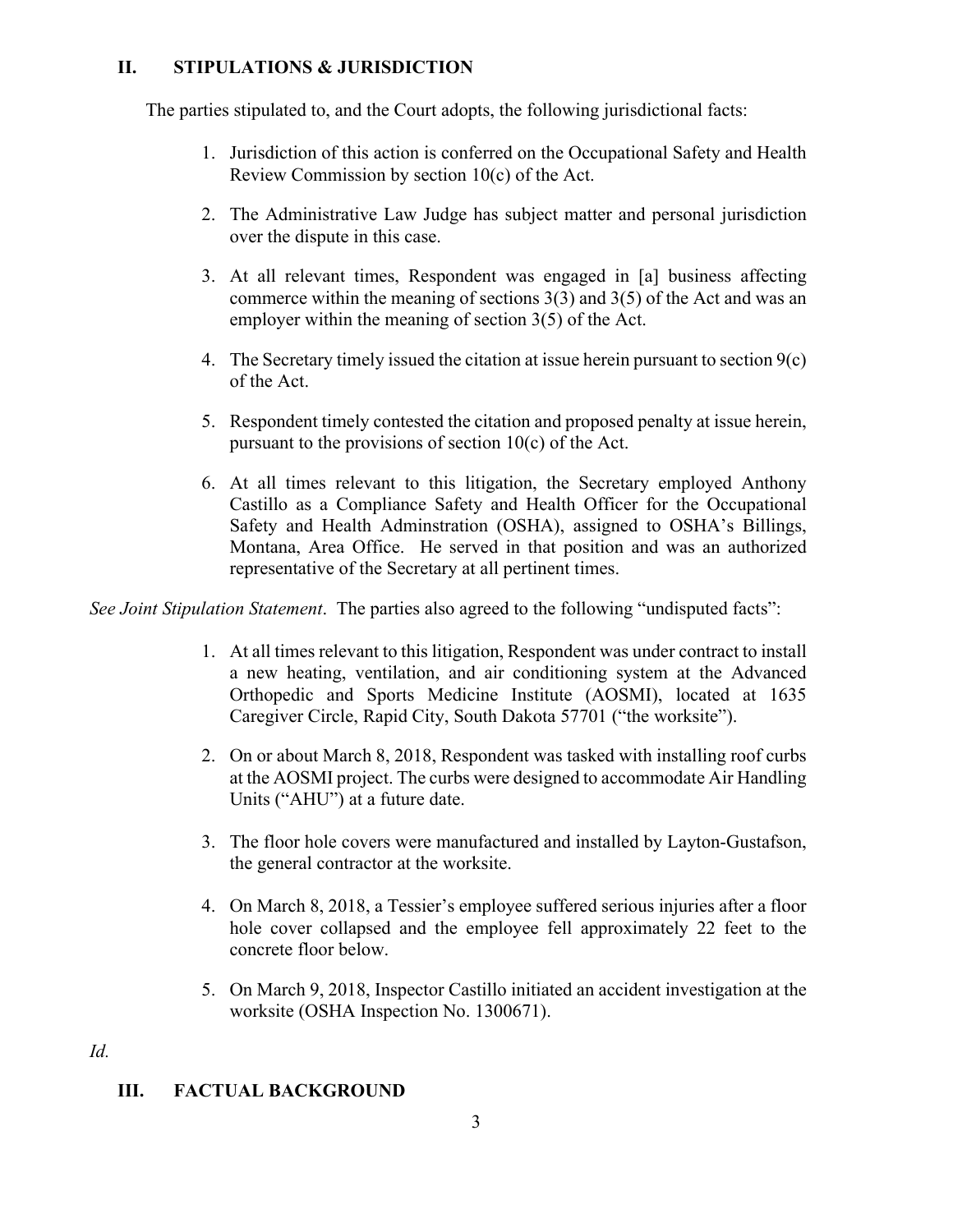## II. STIPULATIONS & JURISDICTION

The parties stipulated to, and the Court adopts, the following jurisdictional facts:

1. Jurisdiction of this action is conferred on the Occupational Safety and Health Review Commission by section 10(c) of the Act.

2. The Administrative Law Judge has subject matter and personal jurisdiction over the dispute in this case.

3. At all relevant times, Respondent was engaged in [a] business affecting commerce within the meaning of sections 3(3) and 3(5) of the Act and was an employer within the meaning of section 3(5) of the Act.

4. The Secretary timely issued the citation at issue herein pursuant to section 9(c) of the Act.

5. Respondent timely contested the citation and proposed penalty at issue herein, pursuant to the provisions of section 10(c) of the Act.

6. At all times relevant to this litigation, the Secretary employed Anthony Castillo as a Compliance Safety and Health Officer for the Occupational Safety and Health Adminstration (OSHA), assigned to OSHA's Billings, Montana, Area Office. He served in that position and was an authorized representative of the Secretary at all pertinent times.

*See Joint Stipulation Statement*. The parties also agreed to the following "undisputed facts":

1. At all times relevant to this litigation, Respondent was under contract to install a new heating, ventilation, and air conditioning system at the Advanced Orthopedic and Sports Medicine Institute (AOSMI), located at 1635 Caregiver Circle, Rapid City, South Dakota 57701 ("the worksite").

2. On or about March 8, 2018, Respondent was tasked with installing roof curbs at the AOSMI project. The curbs were designed to accommodate Air Handling Units ("AHU") at a future date.

3. The floor hole covers were manufactured and installed by Layton-Gustafson, the general contractor at the worksite.

4. On March 8, 2018, a Tessier's employee suffered serious injuries after a floor hole cover collapsed and the employee fell approximately 22 feet to the concrete floor below.

5. On March 9, 2018, Inspector Castillo initiated an accident investigation at the worksite (OSHA Inspection No. 1300671).

*Id.*

## III. FACTUAL BACKGROUND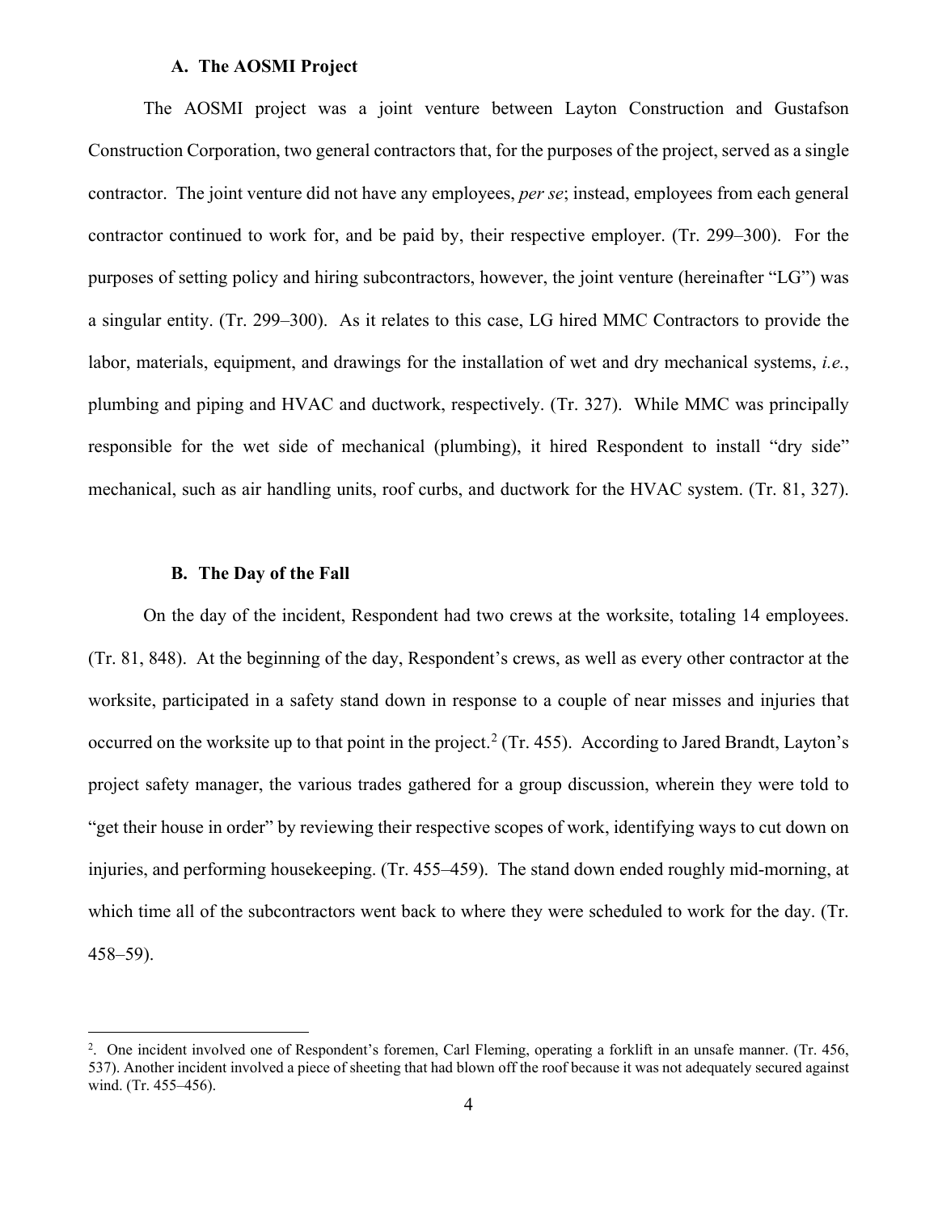### A. The AOSMI Project

The AOSMI project was a joint venture between Layton Construction and Gustafson Construction Corporation, two general contractors that, for the purposes of the project, served as a single contractor. The joint venture did not have any employees, *per se*; instead, employees from each general contractor continued to work for, and be paid by, their respective employer. (Tr. 299–300). For the purposes of setting policy and hiring subcontractors, however, the joint venture (hereinafter "LG") was a singular entity. (Tr. 299–300). As it relates to this case, LG hired MMC Contractors to provide the labor, materials, equipment, and drawings for the installation of wet and dry mechanical systems, *i.e.*, plumbing and piping and HVAC and ductwork, respectively. (Tr. 327). While MMC was principally responsible for the wet side of mechanical (plumbing), it hired Respondent to install "dry side" mechanical, such as air handling units, roof curbs, and ductwork for the HVAC system. (Tr. 81, 327).

### B. The Day of the Fall

On the day of the incident, Respondent had two crews at the worksite, totaling 14 employees. (Tr. 81, 848). At the beginning of the day, Respondent's crews, as well as every other contractor at the worksite, participated in a safety stand down in response to a couple of near misses and injuries that occurred on the worksite up to that point in the project.[2] (Tr. 455). According to Jared Brandt, Layton's project safety manager, the various trades gathered for a group discussion, wherein they were told to "get their house in order" by reviewing their respective scopes of work, identifying ways to cut down on injuries, and performing housekeeping. (Tr. 455–459). The stand down ended roughly mid-morning, at which time all of the subcontractors went back to where they were scheduled to work for the day. (Tr. 458–59).

---

[2]. One incident involved one of Respondent's foremen, Carl Fleming, operating a forklift in an unsafe manner. (Tr. 456, 537). Another incident involved a piece of sheeting that had blown off the roof because it was not adequately secured against wind. (Tr. 455–456).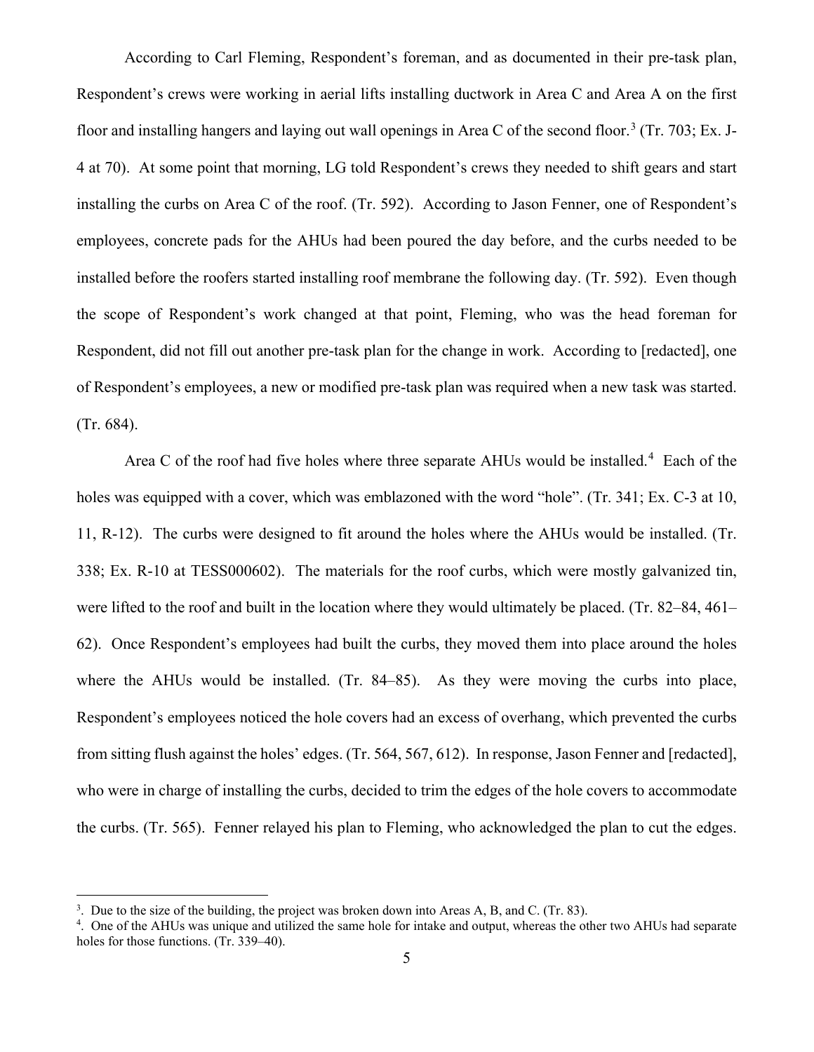According to Carl Fleming, Respondent's foreman, and as documented in their pre-task plan, Respondent's crews were working in aerial lifts installing ductwork in Area C and Area A on the first floor and installing hangers and laying out wall openings in Area C of the second floor.[3] (Tr. 703; Ex. J-4 at 70). At some point that morning, LG told Respondent's crews they needed to shift gears and start installing the curbs on Area C of the roof. (Tr. 592). According to Jason Fenner, one of Respondent's employees, concrete pads for the AHUs had been poured the day before, and the curbs needed to be installed before the roofers started installing roof membrane the following day. (Tr. 592). Even though the scope of Respondent's work changed at that point, Fleming, who was the head foreman for Respondent, did not fill out another pre-task plan for the change in work. According to [redacted], one of Respondent's employees, a new or modified pre-task plan was required when a new task was started. (Tr. 684).

Area C of the roof had five holes where three separate AHUs would be installed.[4] Each of the holes was equipped with a cover, which was emblazoned with the word "hole". (Tr. 341; Ex. C-3 at 10, 11, R-12). The curbs were designed to fit around the holes where the AHUs would be installed. (Tr. 338; Ex. R-10 at TESS000602). The materials for the roof curbs, which were mostly galvanized tin, were lifted to the roof and built in the location where they would ultimately be placed. (Tr. 82–84, 461–62). Once Respondent's employees had built the curbs, they moved them into place around the holes where the AHUs would be installed. (Tr. 84–85). As they were moving the curbs into place, Respondent's employees noticed the hole covers had an excess of overhang, which prevented the curbs from sitting flush against the holes' edges. (Tr. 564, 567, 612). In response, Jason Fenner and [redacted], who were in charge of installing the curbs, decided to trim the edges of the hole covers to accommodate the curbs. (Tr. 565). Fenner relayed his plan to Fleming, who acknowledged the plan to cut the edges.

---

[3]. Due to the size of the building, the project was broken down into Areas A, B, and C. (Tr. 83).

[4]. One of the AHUs was unique and utilized the same hole for intake and output, whereas the other two AHUs had separate holes for those functions. (Tr. 339–40).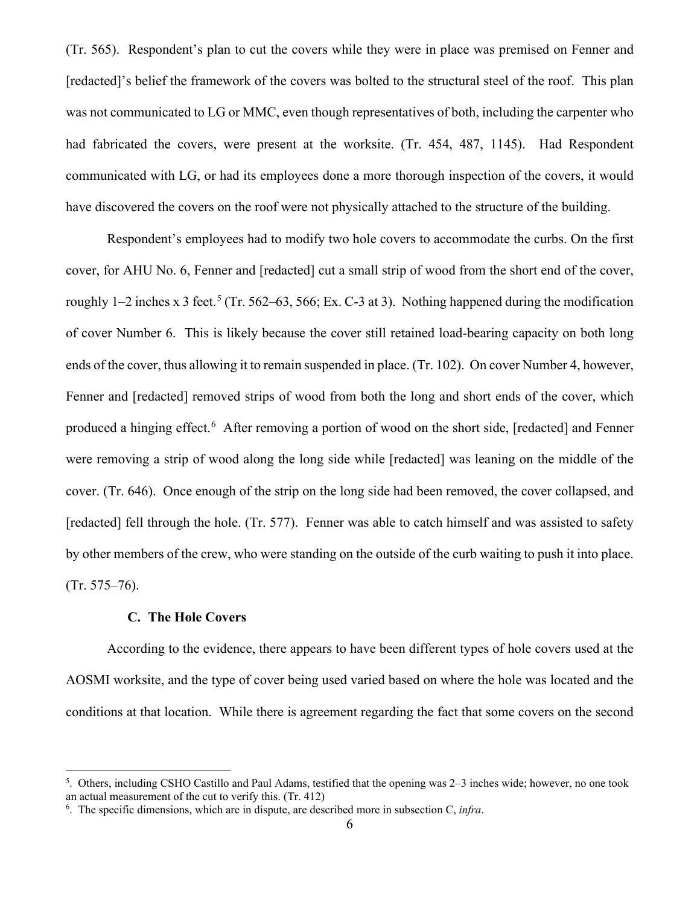(Tr. 565). Respondent's plan to cut the covers while they were in place was premised on Fenner and [redacted]'s belief the framework of the covers was bolted to the structural steel of the roof. This plan was not communicated to LG or MMC, even though representatives of both, including the carpenter who had fabricated the covers, were present at the worksite. (Tr. 454, 487, 1145). Had Respondent communicated with LG, or had its employees done a more thorough inspection of the covers, it would have discovered the covers on the roof were not physically attached to the structure of the building.

Respondent's employees had to modify two hole covers to accommodate the curbs. On the first cover, for AHU No. 6, Fenner and [redacted] cut a small strip of wood from the short end of the cover, roughly 1–2 inches x 3 feet.[5] (Tr. 562–63, 566; Ex. C-3 at 3). Nothing happened during the modification of cover Number 6. This is likely because the cover still retained load-bearing capacity on both long ends of the cover, thus allowing it to remain suspended in place. (Tr. 102). On cover Number 4, however, Fenner and [redacted] removed strips of wood from both the long and short ends of the cover, which produced a hinging effect.[6] After removing a portion of wood on the short side, [redacted] and Fenner were removing a strip of wood along the long side while [redacted] was leaning on the middle of the cover. (Tr. 646). Once enough of the strip on the long side had been removed, the cover collapsed, and [redacted] fell through the hole. (Tr. 577). Fenner was able to catch himself and was assisted to safety by other members of the crew, who were standing on the outside of the curb waiting to push it into place. (Tr. 575–76).

### C. The Hole Covers

According to the evidence, there appears to have been different types of hole covers used at the AOSMI worksite, and the type of cover being used varied based on where the hole was located and the conditions at that location. While there is agreement regarding the fact that some covers on the second

---

[5]. Others, including CSHO Castillo and Paul Adams, testified that the opening was 2–3 inches wide; however, no one took an actual measurement of the cut to verify this. (Tr. 412)

[6]. The specific dimensions, which are in dispute, are described more in subsection C, *infra*.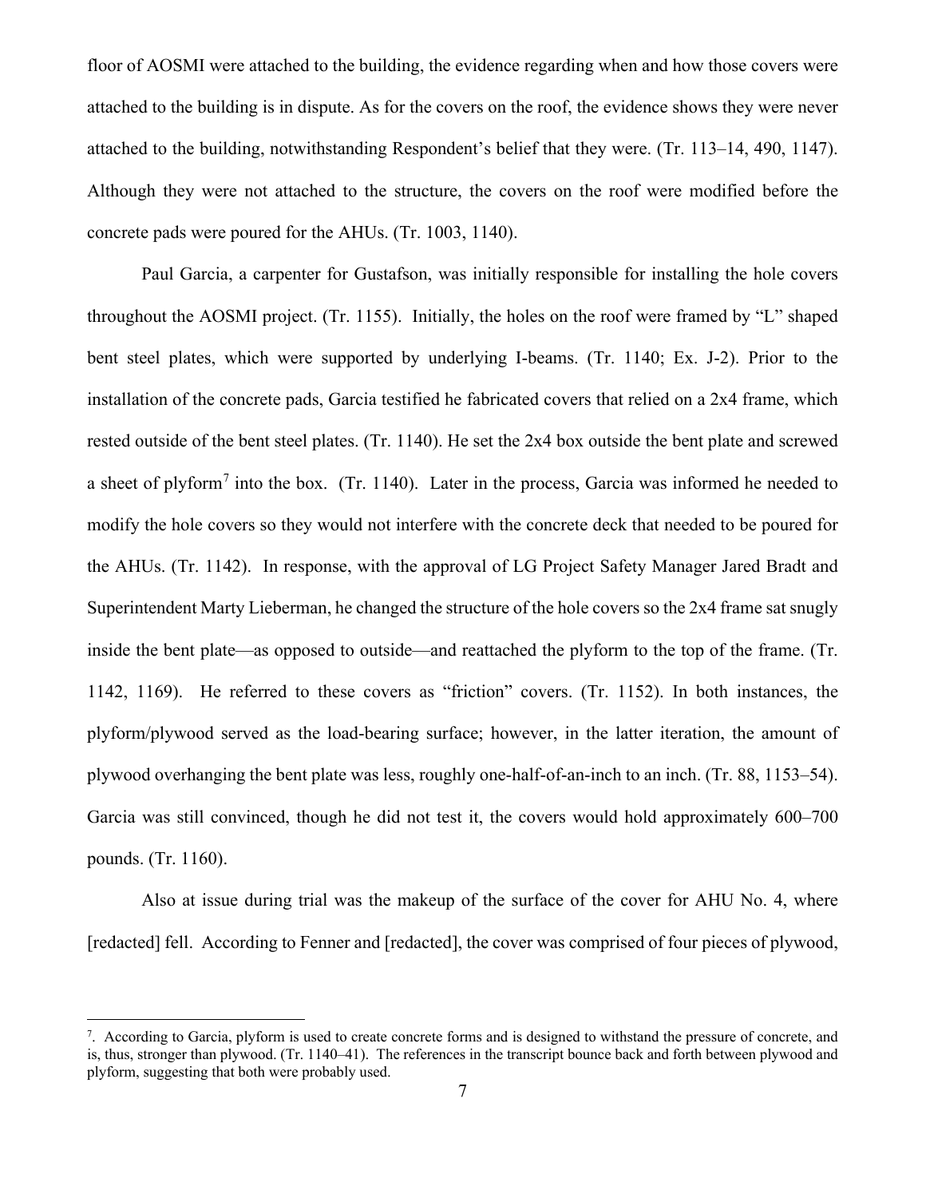floor of AOSMI were attached to the building, the evidence regarding when and how those covers were attached to the building is in dispute. As for the covers on the roof, the evidence shows they were never attached to the building, notwithstanding Respondent's belief that they were. (Tr. 113–14, 490, 1147). Although they were not attached to the structure, the covers on the roof were modified before the concrete pads were poured for the AHUs. (Tr. 1003, 1140).

Paul Garcia, a carpenter for Gustafson, was initially responsible for installing the hole covers throughout the AOSMI project. (Tr. 1155). Initially, the holes on the roof were framed by "L" shaped bent steel plates, which were supported by underlying I-beams. (Tr. 1140; Ex. J-2). Prior to the installation of the concrete pads, Garcia testified he fabricated covers that relied on a 2x4 frame, which rested outside of the bent steel plates. (Tr. 1140). He set the 2x4 box outside the bent plate and screwed a sheet of plyform[7] into the box. (Tr. 1140). Later in the process, Garcia was informed he needed to modify the hole covers so they would not interfere with the concrete deck that needed to be poured for the AHUs. (Tr. 1142). In response, with the approval of LG Project Safety Manager Jared Bradt and Superintendent Marty Lieberman, he changed the structure of the hole covers so the 2x4 frame sat snugly inside the bent plate—as opposed to outside—and reattached the plyform to the top of the frame. (Tr. 1142, 1169). He referred to these covers as "friction" covers. (Tr. 1152). In both instances, the plyform/plywood served as the load-bearing surface; however, in the latter iteration, the amount of plywood overhanging the bent plate was less, roughly one-half-of-an-inch to an inch. (Tr. 88, 1153–54). Garcia was still convinced, though he did not test it, the covers would hold approximately 600–700 pounds. (Tr. 1160).

Also at issue during trial was the makeup of the surface of the cover for AHU No. 4, where [redacted] fell. According to Fenner and [redacted], the cover was comprised of four pieces of plywood,

---

[7]. According to Garcia, plyform is used to create concrete forms and is designed to withstand the pressure of concrete, and is, thus, stronger than plywood. (Tr. 1140–41). The references in the transcript bounce back and forth between plywood and plyform, suggesting that both were probably used.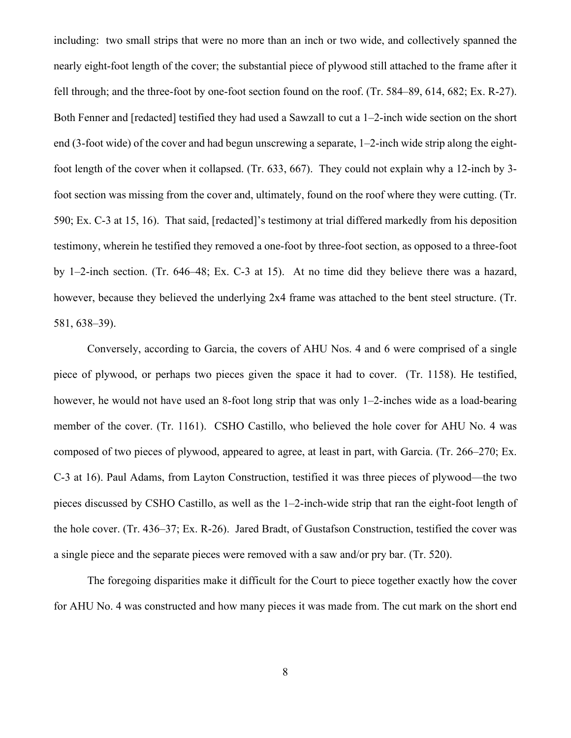including: two small strips that were no more than an inch or two wide, and collectively spanned the nearly eight-foot length of the cover; the substantial piece of plywood still attached to the frame after it fell through; and the three-foot by one-foot section found on the roof. (Tr. 584–89, 614, 682; Ex. R-27). Both Fenner and [redacted] testified they had used a Sawzall to cut a 1–2-inch wide section on the short end (3-foot wide) of the cover and had begun unscrewing a separate, 1–2-inch wide strip along the eight-foot length of the cover when it collapsed. (Tr. 633, 667). They could not explain why a 12-inch by 3-foot section was missing from the cover and, ultimately, found on the roof where they were cutting. (Tr. 590; Ex. C-3 at 15, 16). That said, [redacted]'s testimony at trial differed markedly from his deposition testimony, wherein he testified they removed a one-foot by three-foot section, as opposed to a three-foot by 1–2-inch section. (Tr. 646–48; Ex. C-3 at 15). At no time did they believe there was a hazard, however, because they believed the underlying 2x4 frame was attached to the bent steel structure. (Tr. 581, 638–39).

Conversely, according to Garcia, the covers of AHU Nos. 4 and 6 were comprised of a single piece of plywood, or perhaps two pieces given the space it had to cover. (Tr. 1158). He testified, however, he would not have used an 8-foot long strip that was only 1–2-inches wide as a load-bearing member of the cover. (Tr. 1161). CSHO Castillo, who believed the hole cover for AHU No. 4 was composed of two pieces of plywood, appeared to agree, at least in part, with Garcia. (Tr. 266–270; Ex. C-3 at 16). Paul Adams, from Layton Construction, testified it was three pieces of plywood—the two pieces discussed by CSHO Castillo, as well as the 1–2-inch-wide strip that ran the eight-foot length of the hole cover. (Tr. 436–37; Ex. R-26). Jared Bradt, of Gustafson Construction, testified the cover was a single piece and the separate pieces were removed with a saw and/or pry bar. (Tr. 520).

The foregoing disparities make it difficult for the Court to piece together exactly how the cover for AHU No. 4 was constructed and how many pieces it was made from. The cut mark on the short end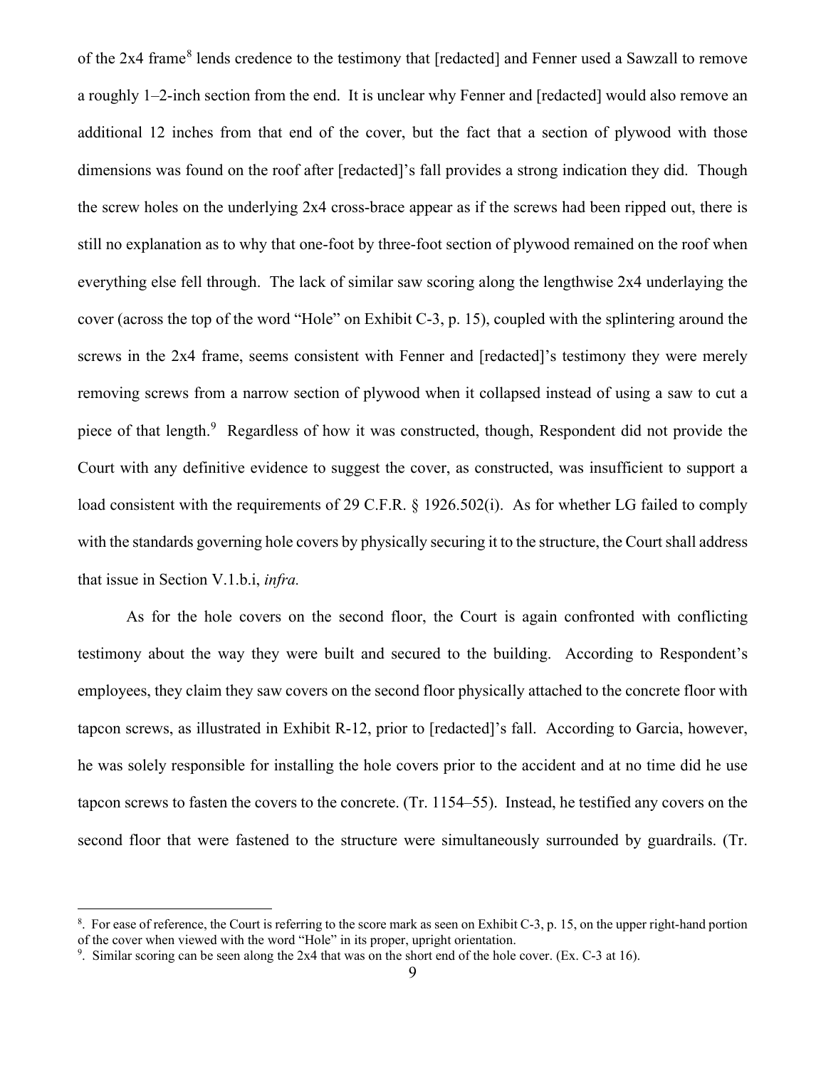of the 2x4 frame[8] lends credence to the testimony that [redacted] and Fenner used a Sawzall to remove a roughly 1–2-inch section from the end. It is unclear why Fenner and [redacted] would also remove an additional 12 inches from that end of the cover, but the fact that a section of plywood with those dimensions was found on the roof after [redacted]'s fall provides a strong indication they did. Though the screw holes on the underlying 2x4 cross-brace appear as if the screws had been ripped out, there is still no explanation as to why that one-foot by three-foot section of plywood remained on the roof when everything else fell through. The lack of similar saw scoring along the lengthwise 2x4 underlaying the cover (across the top of the word "Hole" on Exhibit C-3, p. 15), coupled with the splintering around the screws in the 2x4 frame, seems consistent with Fenner and [redacted]'s testimony they were merely removing screws from a narrow section of plywood when it collapsed instead of using a saw to cut a piece of that length.[9] Regardless of how it was constructed, though, Respondent did not provide the Court with any definitive evidence to suggest the cover, as constructed, was insufficient to support a load consistent with the requirements of 29 C.F.R. § 1926.502(i). As for whether LG failed to comply with the standards governing hole covers by physically securing it to the structure, the Court shall address that issue in Section V.1.b.i, *infra.*

As for the hole covers on the second floor, the Court is again confronted with conflicting testimony about the way they were built and secured to the building. According to Respondent's employees, they claim they saw covers on the second floor physically attached to the concrete floor with tapcon screws, as illustrated in Exhibit R-12, prior to [redacted]'s fall. According to Garcia, however, he was solely responsible for installing the hole covers prior to the accident and at no time did he use tapcon screws to fasten the covers to the concrete. (Tr. 1154–55). Instead, he testified any covers on the second floor that were fastened to the structure were simultaneously surrounded by guardrails. (Tr.

---

[8]. For ease of reference, the Court is referring to the score mark as seen on Exhibit C-3, p. 15, on the upper right-hand portion of the cover when viewed with the word "Hole" in its proper, upright orientation.

[9]. Similar scoring can be seen along the 2x4 that was on the short end of the hole cover. (Ex. C-3 at 16).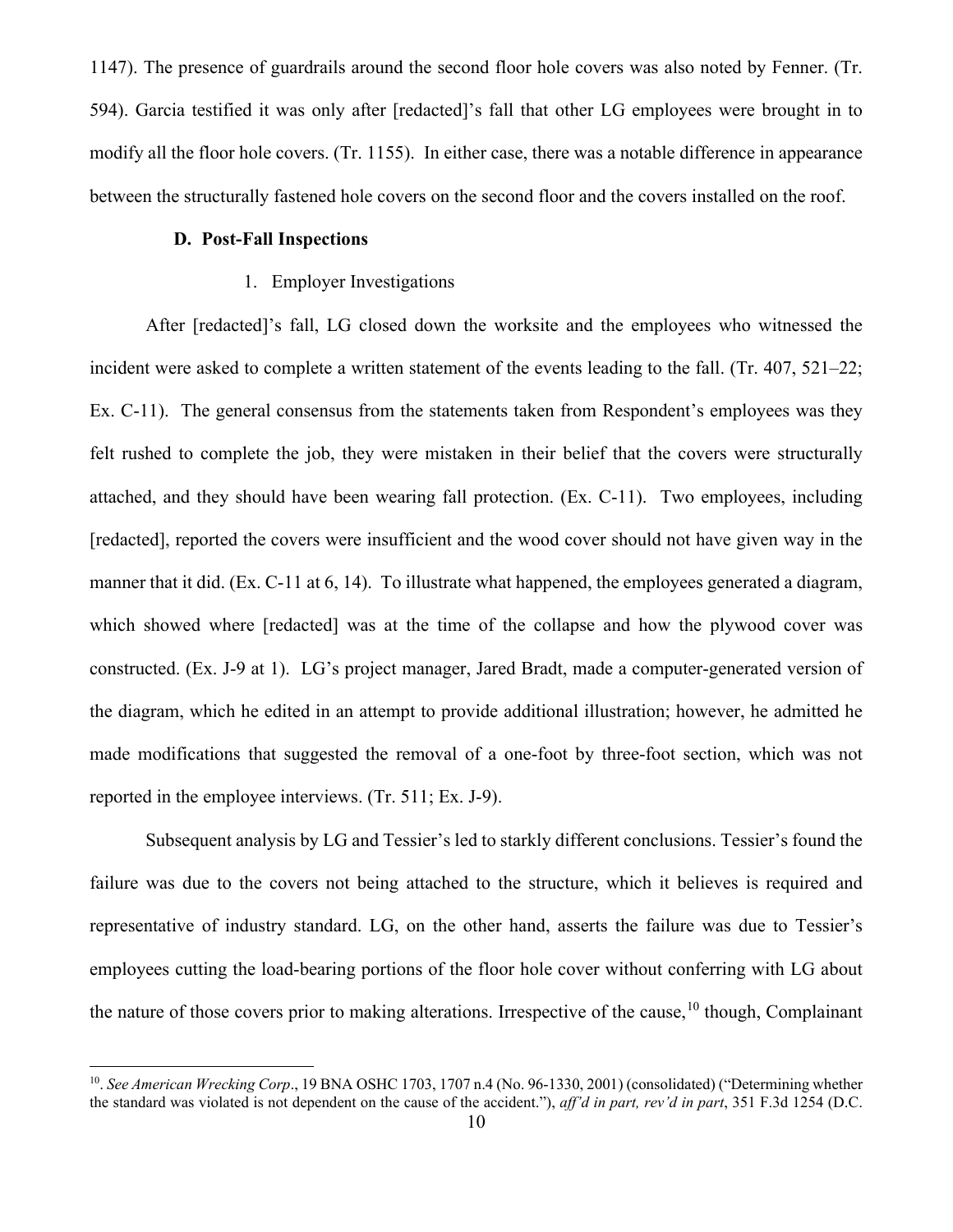1147). The presence of guardrails around the second floor hole covers was also noted by Fenner. (Tr. 594). Garcia testified it was only after [redacted]'s fall that other LG employees were brought in to modify all the floor hole covers. (Tr. 1155). In either case, there was a notable difference in appearance between the structurally fastened hole covers on the second floor and the covers installed on the roof.

### D. Post-Fall Inspections

#### 1. Employer Investigations

After [redacted]'s fall, LG closed down the worksite and the employees who witnessed the incident were asked to complete a written statement of the events leading to the fall. (Tr. 407, 521–22; Ex. C-11). The general consensus from the statements taken from Respondent's employees was they felt rushed to complete the job, they were mistaken in their belief that the covers were structurally attached, and they should have been wearing fall protection. (Ex. C-11). Two employees, including [redacted], reported the covers were insufficient and the wood cover should not have given way in the manner that it did. (Ex. C-11 at 6, 14). To illustrate what happened, the employees generated a diagram, which showed where [redacted] was at the time of the collapse and how the plywood cover was constructed. (Ex. J-9 at 1). LG's project manager, Jared Bradt, made a computer-generated version of the diagram, which he edited in an attempt to provide additional illustration; however, he admitted he made modifications that suggested the removal of a one-foot by three-foot section, which was not reported in the employee interviews. (Tr. 511; Ex. J-9).

Subsequent analysis by LG and Tessier's led to starkly different conclusions. Tessier's found the failure was due to the covers not being attached to the structure, which it believes is required and representative of industry standard. LG, on the other hand, asserts the failure was due to Tessier's employees cutting the load-bearing portions of the floor hole cover without conferring with LG about the nature of those covers prior to making alterations. Irrespective of the cause,[10] though, Complainant

[10]. *See American Wrecking Corp*., 19 BNA OSHC 1703, 1707 n.4 (No. 96-1330, 2001) (consolidated) ("Determining whether the standard was violated is not dependent on the cause of the accident."), *aff'd in part, rev'd in part*, 351 F.3d 1254 (D.C.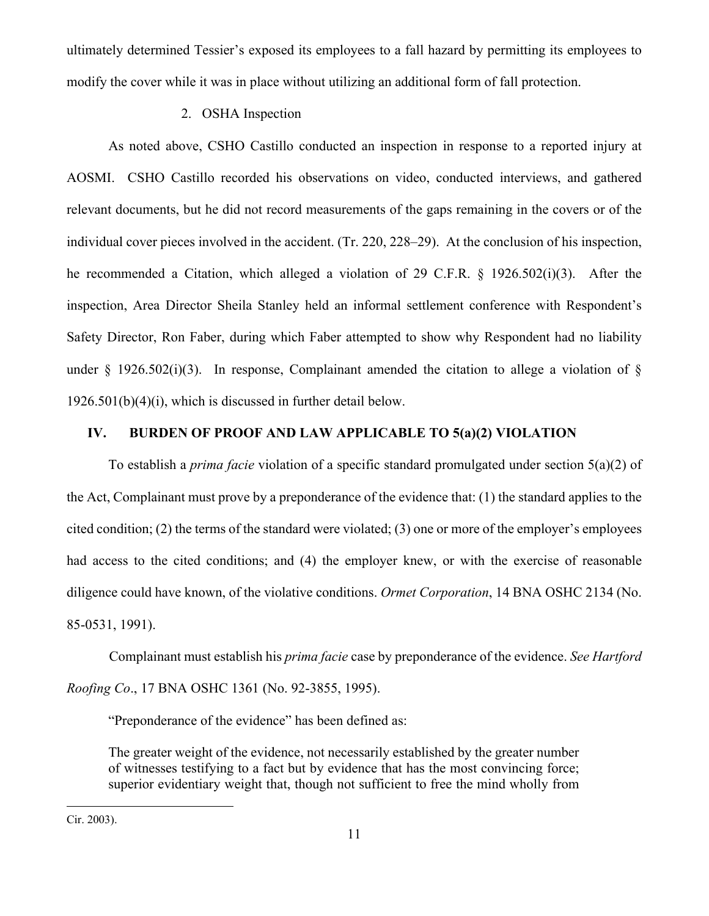ultimately determined Tessier's exposed its employees to a fall hazard by permitting its employees to modify the cover while it was in place without utilizing an additional form of fall protection.

### 2. OSHA Inspection

As noted above, CSHO Castillo conducted an inspection in response to a reported injury at AOSMI. CSHO Castillo recorded his observations on video, conducted interviews, and gathered relevant documents, but he did not record measurements of the gaps remaining in the covers or of the individual cover pieces involved in the accident. (Tr. 220, 228–29). At the conclusion of his inspection, he recommended a Citation, which alleged a violation of 29 C.F.R. § 1926.502(i)(3). After the inspection, Area Director Sheila Stanley held an informal settlement conference with Respondent's Safety Director, Ron Faber, during which Faber attempted to show why Respondent had no liability under § 1926.502(i)(3). In response, Complainant amended the citation to allege a violation of § 1926.501(b)(4)(i), which is discussed in further detail below.

## IV. BURDEN OF PROOF AND LAW APPLICABLE TO 5(a)(2) VIOLATION

To establish a *prima facie* violation of a specific standard promulgated under section 5(a)(2) of the Act, Complainant must prove by a preponderance of the evidence that: (1) the standard applies to the cited condition; (2) the terms of the standard were violated; (3) one or more of the employer's employees had access to the cited conditions; and (4) the employer knew, or with the exercise of reasonable diligence could have known, of the violative conditions. *Ormet Corporation*, 14 BNA OSHC 2134 (No. 85-0531, 1991).

Complainant must establish his *prima facie* case by preponderance of the evidence. *See Hartford Roofing Co*., 17 BNA OSHC 1361 (No. 92-3855, 1995).

"Preponderance of the evidence" has been defined as:

> The greater weight of the evidence, not necessarily established by the greater number of witnesses testifying to a fact but by evidence that has the most convincing force; superior evidentiary weight that, though not sufficient to free the mind wholly from

Cir. 2003).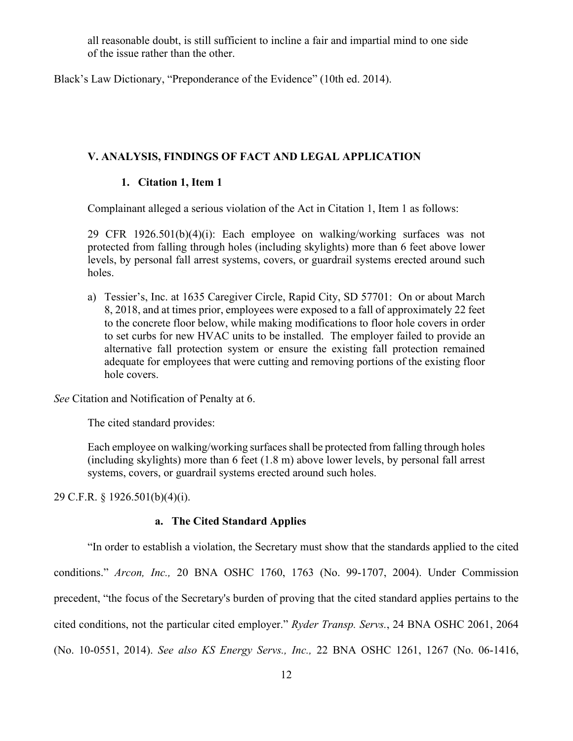all reasonable doubt, is still sufficient to incline a fair and impartial mind to one side of the issue rather than the other.

Black's Law Dictionary, "Preponderance of the Evidence" (10th ed. 2014).

## V. ANALYSIS, FINDINGS OF FACT AND LEGAL APPLICATION

### 1. Citation 1, Item 1

Complainant alleged a serious violation of the Act in Citation 1, Item 1 as follows:

> 29 CFR 1926.501(b)(4)(i): Each employee on walking/working surfaces was not protected from falling through holes (including skylights) more than 6 feet above lower levels, by personal fall arrest systems, covers, or guardrail systems erected around such holes.
>
> a) Tessier's, Inc. at 1635 Caregiver Circle, Rapid City, SD 57701: On or about March 8, 2018, and at times prior, employees were exposed to a fall of approximately 22 feet to the concrete floor below, while making modifications to floor hole covers in order to set curbs for new HVAC units to be installed. The employer failed to provide an alternative fall protection system or ensure the existing fall protection remained adequate for employees that were cutting and removing portions of the existing floor hole covers.

*See* Citation and Notification of Penalty at 6.

The cited standard provides:

> Each employee on walking/working surfaces shall be protected from falling through holes (including skylights) more than 6 feet (1.8 m) above lower levels, by personal fall arrest systems, covers, or guardrail systems erected around such holes.

29 C.F.R. § 1926.501(b)(4)(i).

#### a. The Cited Standard Applies

"In order to establish a violation, the Secretary must show that the standards applied to the cited conditions." *Arcon, Inc.,* 20 BNA OSHC 1760, 1763 (No. 99-1707, 2004). Under Commission precedent, "the focus of the Secretary's burden of proving that the cited standard applies pertains to the cited conditions, not the particular cited employer." *Ryder Transp. Servs.*, 24 BNA OSHC 2061, 2064 (No. 10-0551, 2014). *See also KS Energy Servs., Inc.,* 22 BNA OSHC 1261, 1267 (No. 06-1416,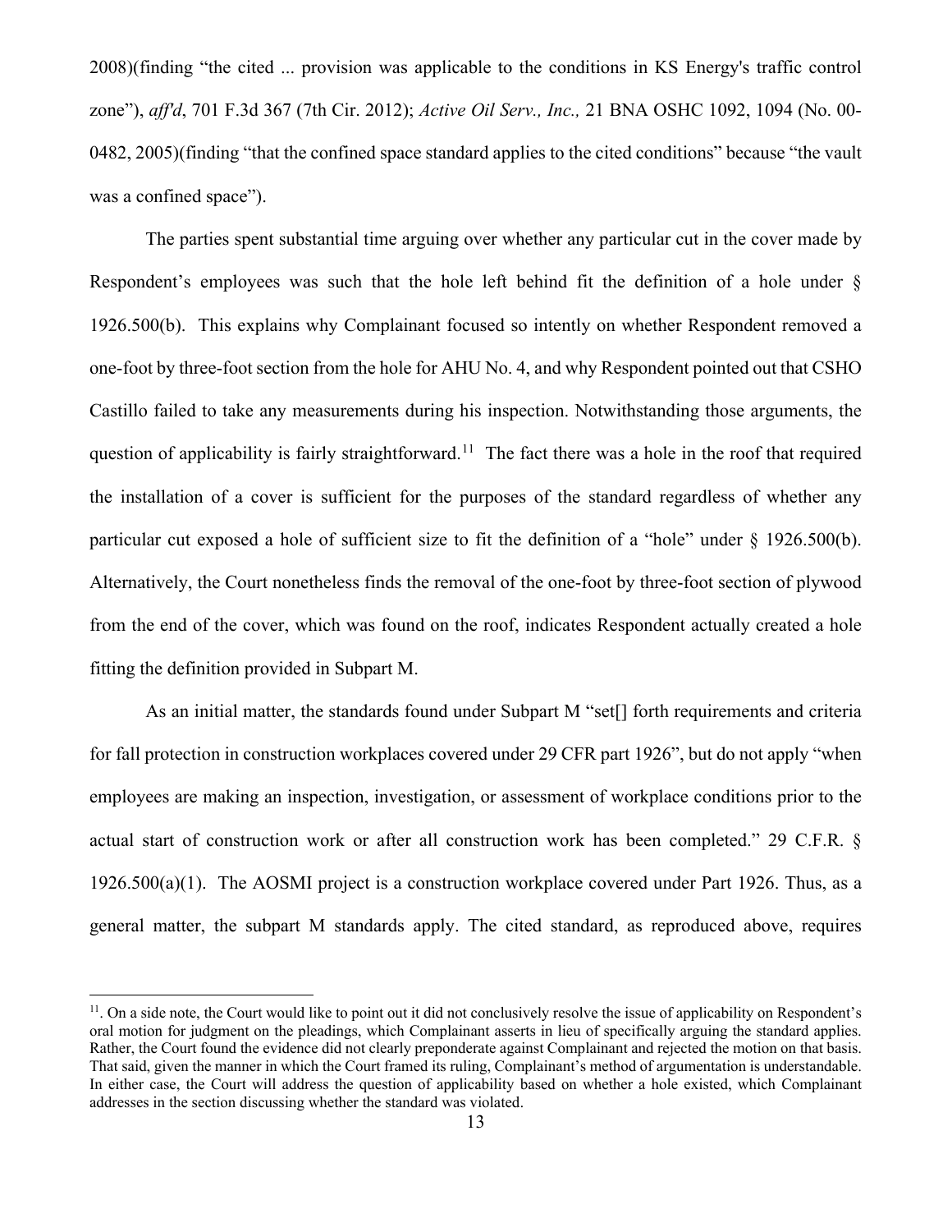2008)(finding "the cited ... provision was applicable to the conditions in KS Energy's traffic control zone"), *aff'd*, 701 F.3d 367 (7th Cir. 2012); *Active Oil Serv., Inc.,* 21 BNA OSHC 1092, 1094 (No. 00-0482, 2005)(finding "that the confined space standard applies to the cited conditions" because "the vault was a confined space").

The parties spent substantial time arguing over whether any particular cut in the cover made by Respondent's employees was such that the hole left behind fit the definition of a hole under § 1926.500(b). This explains why Complainant focused so intently on whether Respondent removed a one-foot by three-foot section from the hole for AHU No. 4, and why Respondent pointed out that CSHO Castillo failed to take any measurements during his inspection. Notwithstanding those arguments, the question of applicability is fairly straightforward.[11] The fact there was a hole in the roof that required the installation of a cover is sufficient for the purposes of the standard regardless of whether any particular cut exposed a hole of sufficient size to fit the definition of a "hole" under § 1926.500(b). Alternatively, the Court nonetheless finds the removal of the one-foot by three-foot section of plywood from the end of the cover, which was found on the roof, indicates Respondent actually created a hole fitting the definition provided in Subpart M.

As an initial matter, the standards found under Subpart M "set[] forth requirements and criteria for fall protection in construction workplaces covered under 29 CFR part 1926", but do not apply "when employees are making an inspection, investigation, or assessment of workplace conditions prior to the actual start of construction work or after all construction work has been completed." 29 C.F.R. § 1926.500(a)(1). The AOSMI project is a construction workplace covered under Part 1926. Thus, as a general matter, the subpart M standards apply. The cited standard, as reproduced above, requires

---

[11]. On a side note, the Court would like to point out it did not conclusively resolve the issue of applicability on Respondent's oral motion for judgment on the pleadings, which Complainant asserts in lieu of specifically arguing the standard applies. Rather, the Court found the evidence did not clearly preponderate against Complainant and rejected the motion on that basis. That said, given the manner in which the Court framed its ruling, Complainant's method of argumentation is understandable. In either case, the Court will address the question of applicability based on whether a hole existed, which Complainant addresses in the section discussing whether the standard was violated.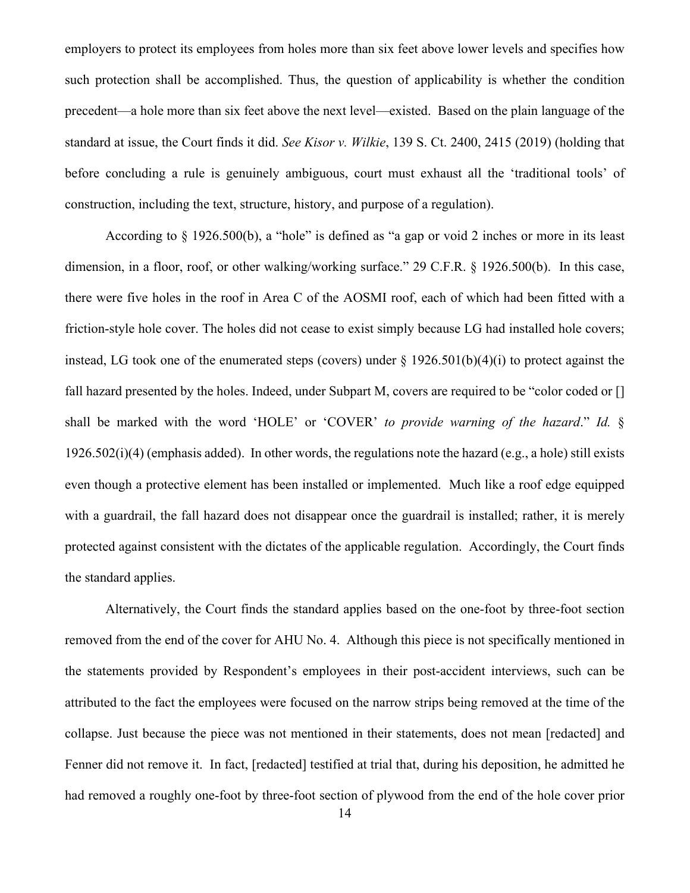employers to protect its employees from holes more than six feet above lower levels and specifies how such protection shall be accomplished. Thus, the question of applicability is whether the condition precedent—a hole more than six feet above the next level—existed. Based on the plain language of the standard at issue, the Court finds it did. *See Kisor v. Wilkie*, 139 S. Ct. 2400, 2415 (2019) (holding that before concluding a rule is genuinely ambiguous, court must exhaust all the 'traditional tools' of construction, including the text, structure, history, and purpose of a regulation).

According to § 1926.500(b), a "hole" is defined as "a gap or void 2 inches or more in its least dimension, in a floor, roof, or other walking/working surface." 29 C.F.R. § 1926.500(b). In this case, there were five holes in the roof in Area C of the AOSMI roof, each of which had been fitted with a friction-style hole cover. The holes did not cease to exist simply because LG had installed hole covers; instead, LG took one of the enumerated steps (covers) under § 1926.501(b)(4)(i) to protect against the fall hazard presented by the holes. Indeed, under Subpart M, covers are required to be "color coded or [] shall be marked with the word 'HOLE' or 'COVER' *to provide warning of the hazard*." *Id.* § 1926.502(i)(4) (emphasis added). In other words, the regulations note the hazard (e.g., a hole) still exists even though a protective element has been installed or implemented. Much like a roof edge equipped with a guardrail, the fall hazard does not disappear once the guardrail is installed; rather, it is merely protected against consistent with the dictates of the applicable regulation. Accordingly, the Court finds the standard applies.

Alternatively, the Court finds the standard applies based on the one-foot by three-foot section removed from the end of the cover for AHU No. 4. Although this piece is not specifically mentioned in the statements provided by Respondent's employees in their post-accident interviews, such can be attributed to the fact the employees were focused on the narrow strips being removed at the time of the collapse. Just because the piece was not mentioned in their statements, does not mean [redacted] and Fenner did not remove it. In fact, [redacted] testified at trial that, during his deposition, he admitted he had removed a roughly one-foot by three-foot section of plywood from the end of the hole cover prior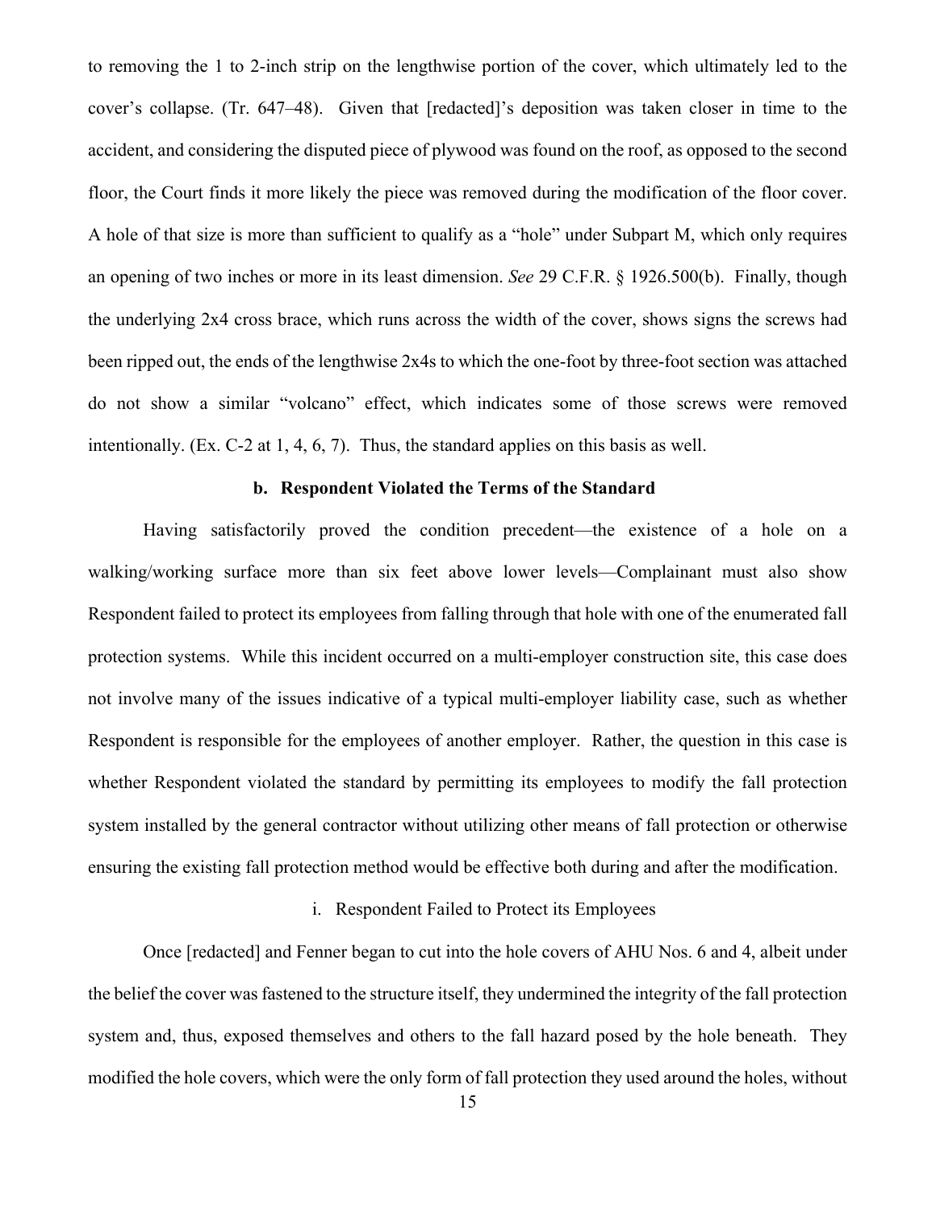to removing the 1 to 2-inch strip on the lengthwise portion of the cover, which ultimately led to the cover's collapse. (Tr. 647–48). Given that [redacted]'s deposition was taken closer in time to the accident, and considering the disputed piece of plywood was found on the roof, as opposed to the second floor, the Court finds it more likely the piece was removed during the modification of the floor cover. A hole of that size is more than sufficient to qualify as a "hole" under Subpart M, which only requires an opening of two inches or more in its least dimension. *See* 29 C.F.R. § 1926.500(b). Finally, though the underlying 2x4 cross brace, which runs across the width of the cover, shows signs the screws had been ripped out, the ends of the lengthwise 2x4s to which the one-foot by three-foot section was attached do not show a similar "volcano" effect, which indicates some of those screws were removed intentionally. (Ex. C-2 at 1, 4, 6, 7). Thus, the standard applies on this basis as well.

### b. Respondent Violated the Terms of the Standard

Having satisfactorily proved the condition precedent—the existence of a hole on a walking/working surface more than six feet above lower levels—Complainant must also show Respondent failed to protect its employees from falling through that hole with one of the enumerated fall protection systems. While this incident occurred on a multi-employer construction site, this case does not involve many of the issues indicative of a typical multi-employer liability case, such as whether Respondent is responsible for the employees of another employer. Rather, the question in this case is whether Respondent violated the standard by permitting its employees to modify the fall protection system installed by the general contractor without utilizing other means of fall protection or otherwise ensuring the existing fall protection method would be effective both during and after the modification.

#### i. Respondent Failed to Protect its Employees

Once [redacted] and Fenner began to cut into the hole covers of AHU Nos. 6 and 4, albeit under the belief the cover was fastened to the structure itself, they undermined the integrity of the fall protection system and, thus, exposed themselves and others to the fall hazard posed by the hole beneath. They modified the hole covers, which were the only form of fall protection they used around the holes, without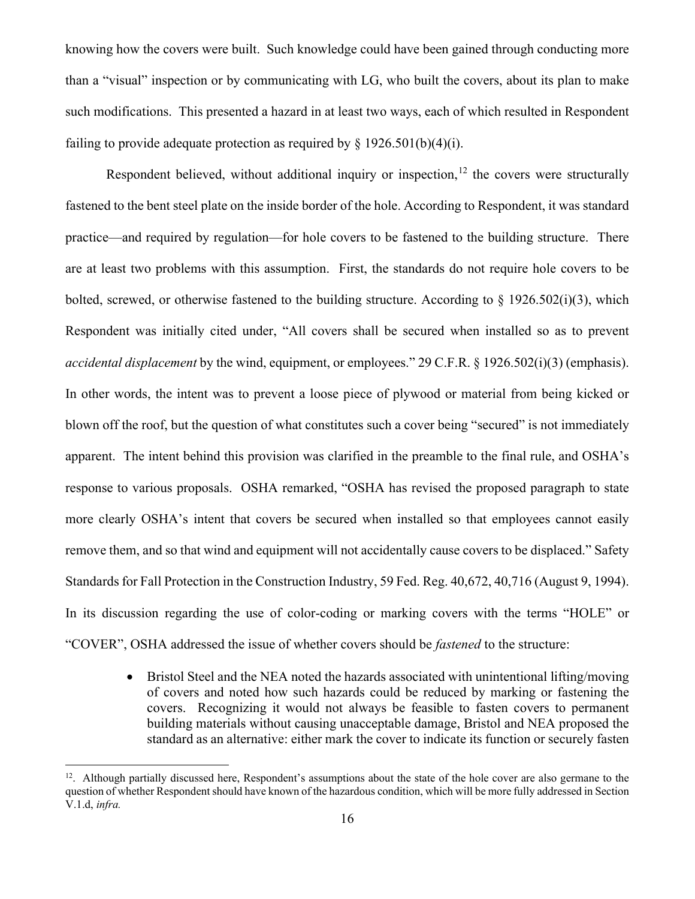knowing how the covers were built. Such knowledge could have been gained through conducting more than a "visual" inspection or by communicating with LG, who built the covers, about its plan to make such modifications. This presented a hazard in at least two ways, each of which resulted in Respondent failing to provide adequate protection as required by § 1926.501(b)(4)(i).

Respondent believed, without additional inquiry or inspection,[12] the covers were structurally fastened to the bent steel plate on the inside border of the hole. According to Respondent, it was standard practice—and required by regulation—for hole covers to be fastened to the building structure. There are at least two problems with this assumption. First, the standards do not require hole covers to be bolted, screwed, or otherwise fastened to the building structure. According to § 1926.502(i)(3), which Respondent was initially cited under, "All covers shall be secured when installed so as to prevent *accidental displacement* by the wind, equipment, or employees." 29 C.F.R. § 1926.502(i)(3) (emphasis). In other words, the intent was to prevent a loose piece of plywood or material from being kicked or blown off the roof, but the question of what constitutes such a cover being "secured" is not immediately apparent. The intent behind this provision was clarified in the preamble to the final rule, and OSHA's response to various proposals. OSHA remarked, "OSHA has revised the proposed paragraph to state more clearly OSHA's intent that covers be secured when installed so that employees cannot easily remove them, and so that wind and equipment will not accidentally cause covers to be displaced." Safety Standards for Fall Protection in the Construction Industry, 59 Fed. Reg. 40,672, 40,716 (August 9, 1994). In its discussion regarding the use of color-coding or marking covers with the terms "HOLE" or "COVER", OSHA addressed the issue of whether covers should be *fastened* to the structure:

- Bristol Steel and the NEA noted the hazards associated with unintentional lifting/moving of covers and noted how such hazards could be reduced by marking or fastening the covers. Recognizing it would not always be feasible to fasten covers to permanent building materials without causing unacceptable damage, Bristol and NEA proposed the standard as an alternative: either mark the cover to indicate its function or securely fasten

---

[12]. Although partially discussed here, Respondent's assumptions about the state of the hole cover are also germane to the question of whether Respondent should have known of the hazardous condition, which will be more fully addressed in Section V.1.d, *infra.*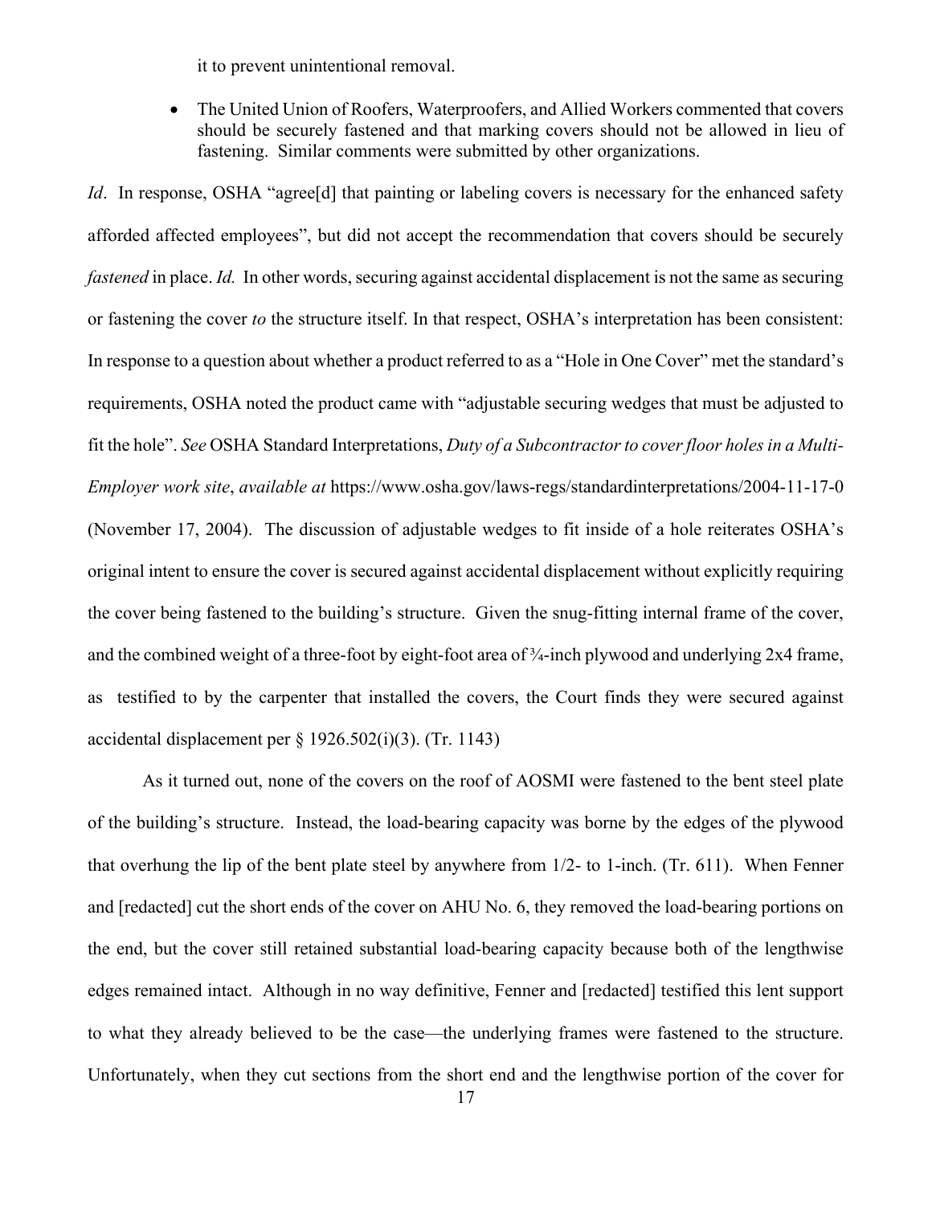it to prevent unintentional removal.

- The United Union of Roofers, Waterproofers, and Allied Workers commented that covers should be securely fastened and that marking covers should not be allowed in lieu of fastening. Similar comments were submitted by other organizations.

*Id*. In response, OSHA "agree[d] that painting or labeling covers is necessary for the enhanced safety afforded affected employees", but did not accept the recommendation that covers should be securely *fastened* in place. *Id.* In other words, securing against accidental displacement is not the same as securing or fastening the cover *to* the structure itself. In that respect, OSHA's interpretation has been consistent: In response to a question about whether a product referred to as a "Hole in One Cover" met the standard's requirements, OSHA noted the product came with "adjustable securing wedges that must be adjusted to fit the hole". *See* OSHA Standard Interpretations, *Duty of a Subcontractor to cover floor holes in a Multi-Employer work site*, *available at* https://www.osha.gov/laws-regs/standardinterpretations/2004-11-17-0 (November 17, 2004). The discussion of adjustable wedges to fit inside of a hole reiterates OSHA's original intent to ensure the cover is secured against accidental displacement without explicitly requiring the cover being fastened to the building's structure. Given the snug-fitting internal frame of the cover, and the combined weight of a three-foot by eight-foot area of ¾-inch plywood and underlying 2x4 frame, as testified to by the carpenter that installed the covers, the Court finds they were secured against accidental displacement per § 1926.502(i)(3). (Tr. 1143)

As it turned out, none of the covers on the roof of AOSMI were fastened to the bent steel plate of the building's structure. Instead, the load-bearing capacity was borne by the edges of the plywood that overhung the lip of the bent plate steel by anywhere from 1/2- to 1-inch. (Tr. 611). When Fenner and [redacted] cut the short ends of the cover on AHU No. 6, they removed the load-bearing portions on the end, but the cover still retained substantial load-bearing capacity because both of the lengthwise edges remained intact. Although in no way definitive, Fenner and [redacted] testified this lent support to what they already believed to be the case—the underlying frames were fastened to the structure. Unfortunately, when they cut sections from the short end and the lengthwise portion of the cover for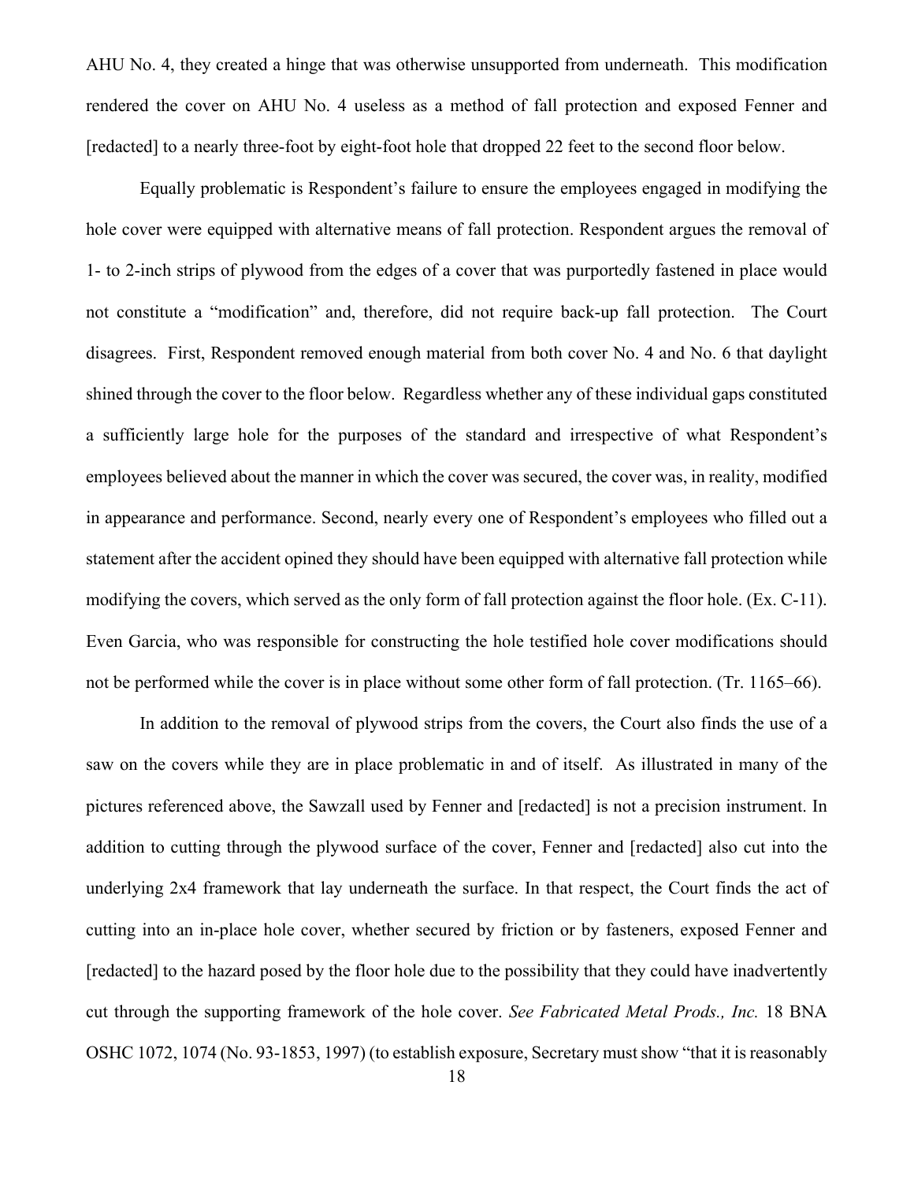AHU No. 4, they created a hinge that was otherwise unsupported from underneath. This modification rendered the cover on AHU No. 4 useless as a method of fall protection and exposed Fenner and [redacted] to a nearly three-foot by eight-foot hole that dropped 22 feet to the second floor below.

Equally problematic is Respondent's failure to ensure the employees engaged in modifying the hole cover were equipped with alternative means of fall protection. Respondent argues the removal of 1- to 2-inch strips of plywood from the edges of a cover that was purportedly fastened in place would not constitute a "modification" and, therefore, did not require back-up fall protection. The Court disagrees. First, Respondent removed enough material from both cover No. 4 and No. 6 that daylight shined through the cover to the floor below. Regardless whether any of these individual gaps constituted a sufficiently large hole for the purposes of the standard and irrespective of what Respondent's employees believed about the manner in which the cover was secured, the cover was, in reality, modified in appearance and performance. Second, nearly every one of Respondent's employees who filled out a statement after the accident opined they should have been equipped with alternative fall protection while modifying the covers, which served as the only form of fall protection against the floor hole. (Ex. C-11). Even Garcia, who was responsible for constructing the hole testified hole cover modifications should not be performed while the cover is in place without some other form of fall protection. (Tr. 1165–66).

In addition to the removal of plywood strips from the covers, the Court also finds the use of a saw on the covers while they are in place problematic in and of itself. As illustrated in many of the pictures referenced above, the Sawzall used by Fenner and [redacted] is not a precision instrument. In addition to cutting through the plywood surface of the cover, Fenner and [redacted] also cut into the underlying 2x4 framework that lay underneath the surface. In that respect, the Court finds the act of cutting into an in-place hole cover, whether secured by friction or by fasteners, exposed Fenner and [redacted] to the hazard posed by the floor hole due to the possibility that they could have inadvertently cut through the supporting framework of the hole cover. *See Fabricated Metal Prods., Inc.* 18 BNA OSHC 1072, 1074 (No. 93-1853, 1997) (to establish exposure, Secretary must show "that it is reasonably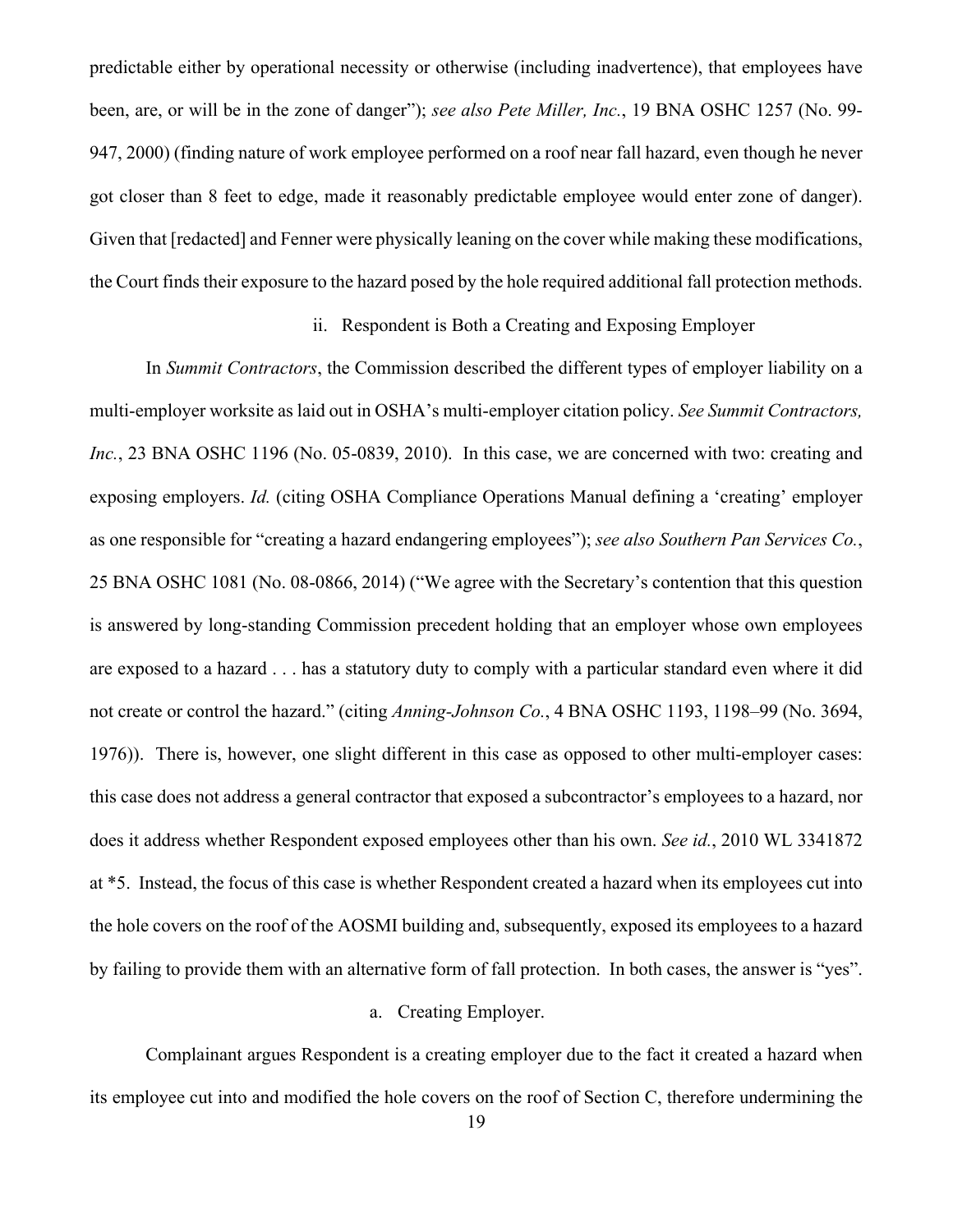predictable either by operational necessity or otherwise (including inadvertence), that employees have been, are, or will be in the zone of danger"); *see also Pete Miller, Inc.*, 19 BNA OSHC 1257 (No. 99-947, 2000) (finding nature of work employee performed on a roof near fall hazard, even though he never got closer than 8 feet to edge, made it reasonably predictable employee would enter zone of danger). Given that [redacted] and Fenner were physically leaning on the cover while making these modifications, the Court finds their exposure to the hazard posed by the hole required additional fall protection methods.

ii. Respondent is Both a Creating and Exposing Employer

In *Summit Contractors*, the Commission described the different types of employer liability on a multi-employer worksite as laid out in OSHA's multi-employer citation policy. *See Summit Contractors, Inc.*, 23 BNA OSHC 1196 (No. 05-0839, 2010). In this case, we are concerned with two: creating and exposing employers. *Id.* (citing OSHA Compliance Operations Manual defining a 'creating' employer as one responsible for "creating a hazard endangering employees"); *see also Southern Pan Services Co.*, 25 BNA OSHC 1081 (No. 08-0866, 2014) ("We agree with the Secretary's contention that this question is answered by long-standing Commission precedent holding that an employer whose own employees are exposed to a hazard . . . has a statutory duty to comply with a particular standard even where it did not create or control the hazard." (citing *Anning-Johnson Co.*, 4 BNA OSHC 1193, 1198–99 (No. 3694, 1976)). There is, however, one slight different in this case as opposed to other multi-employer cases: this case does not address a general contractor that exposed a subcontractor's employees to a hazard, nor does it address whether Respondent exposed employees other than his own. *See id.*, 2010 WL 3341872 at *5. Instead, the focus of this case is whether Respondent created a hazard when its employees cut into the hole covers on the roof of the AOSMI building and, subsequently, exposed its employees to a hazard by failing to provide them with an alternative form of fall protection. In both cases, the answer is "yes".

a. Creating Employer.

Complainant argues Respondent is a creating employer due to the fact it created a hazard when its employee cut into and modified the hole covers on the roof of Section C, therefore undermining the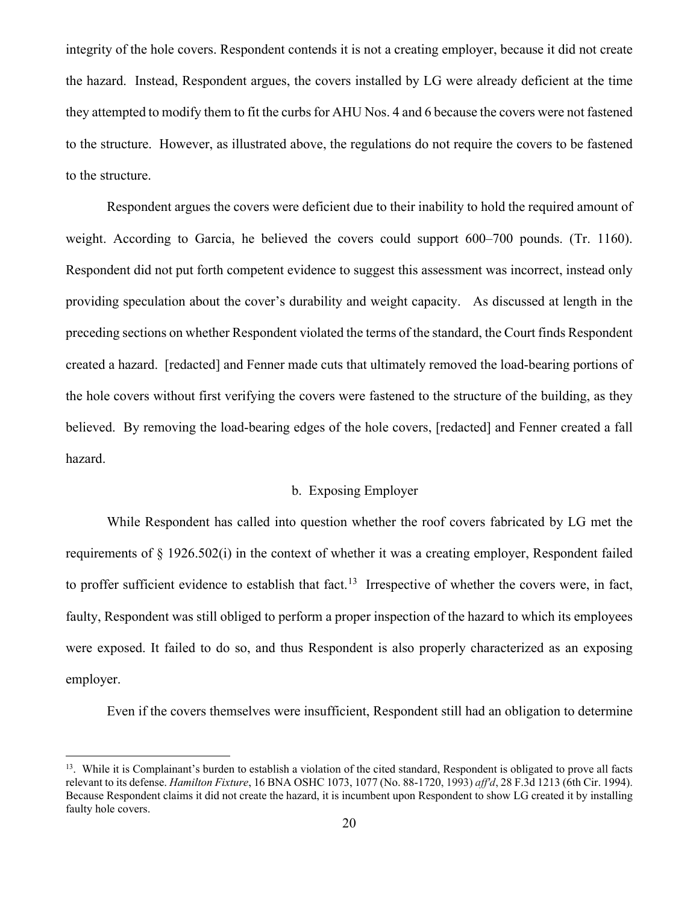integrity of the hole covers. Respondent contends it is not a creating employer, because it did not create the hazard. Instead, Respondent argues, the covers installed by LG were already deficient at the time they attempted to modify them to fit the curbs for AHU Nos. 4 and 6 because the covers were not fastened to the structure. However, as illustrated above, the regulations do not require the covers to be fastened to the structure.

Respondent argues the covers were deficient due to their inability to hold the required amount of weight. According to Garcia, he believed the covers could support 600–700 pounds. (Tr. 1160). Respondent did not put forth competent evidence to suggest this assessment was incorrect, instead only providing speculation about the cover's durability and weight capacity. As discussed at length in the preceding sections on whether Respondent violated the terms of the standard, the Court finds Respondent created a hazard. [redacted] and Fenner made cuts that ultimately removed the load-bearing portions of the hole covers without first verifying the covers were fastened to the structure of the building, as they believed. By removing the load-bearing edges of the hole covers, [redacted] and Fenner created a fall hazard.

### b. Exposing Employer

While Respondent has called into question whether the roof covers fabricated by LG met the requirements of § 1926.502(i) in the context of whether it was a creating employer, Respondent failed to proffer sufficient evidence to establish that fact.[13] Irrespective of whether the covers were, in fact, faulty, Respondent was still obliged to perform a proper inspection of the hazard to which its employees were exposed. It failed to do so, and thus Respondent is also properly characterized as an exposing employer.

Even if the covers themselves were insufficient, Respondent still had an obligation to determine

---

[13]. While it is Complainant's burden to establish a violation of the cited standard, Respondent is obligated to prove all facts relevant to its defense. *Hamilton Fixture*, 16 BNA OSHC 1073, 1077 (No. 88-1720, 1993) *aff'd*, 28 F.3d 1213 (6th Cir. 1994). Because Respondent claims it did not create the hazard, it is incumbent upon Respondent to show LG created it by installing faulty hole covers.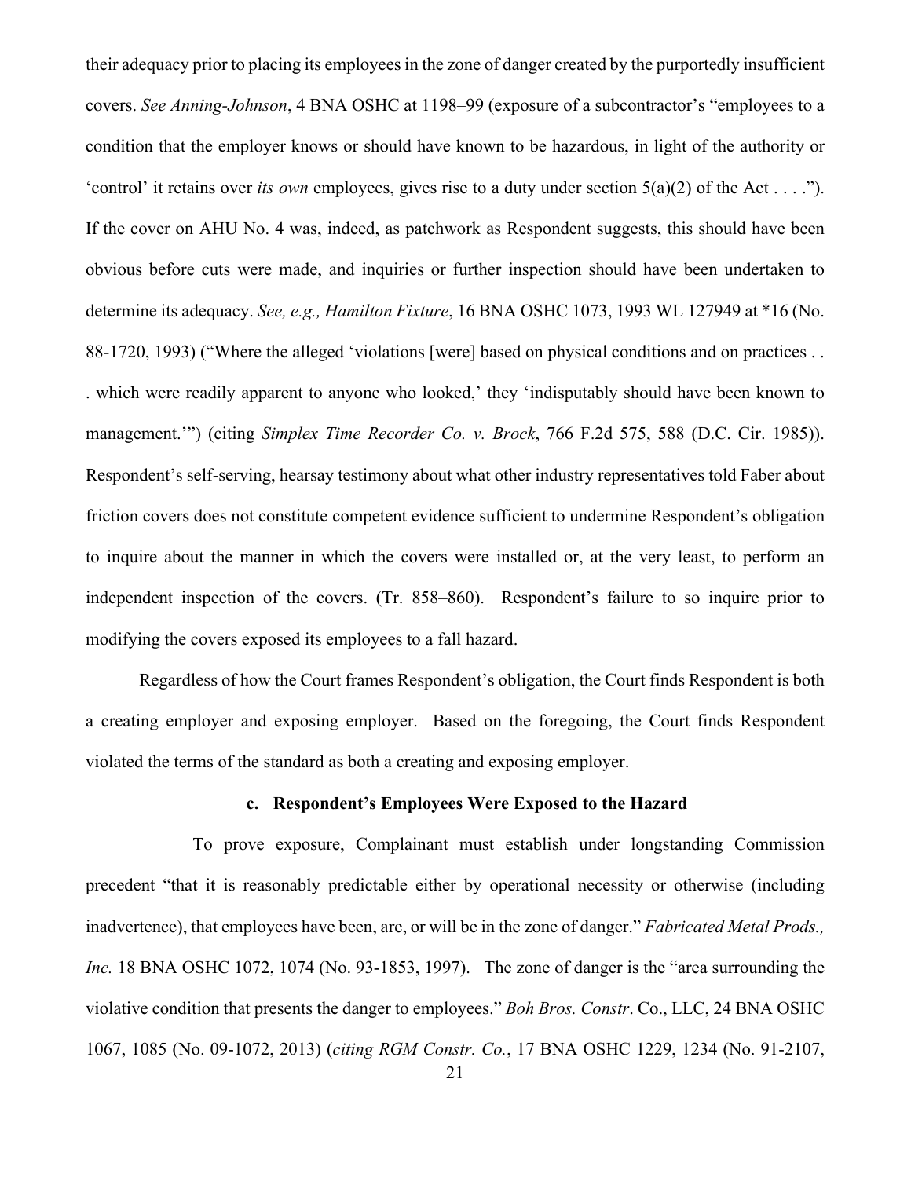their adequacy prior to placing its employees in the zone of danger created by the purportedly insufficient covers. *See Anning-Johnson*, 4 BNA OSHC at 1198–99 (exposure of a subcontractor's "employees to a condition that the employer knows or should have known to be hazardous, in light of the authority or 'control' it retains over *its own* employees, gives rise to a duty under section 5(a)(2) of the Act . . . ."). If the cover on AHU No. 4 was, indeed, as patchwork as Respondent suggests, this should have been obvious before cuts were made, and inquiries or further inspection should have been undertaken to determine its adequacy. *See, e.g., Hamilton Fixture*, 16 BNA OSHC 1073, 1993 WL 127949 at *16 (No. 88-1720, 1993) ("Where the alleged 'violations [were] based on physical conditions and on practices . . . which were readily apparent to anyone who looked,' they 'indisputably should have been known to management.'") (citing *Simplex Time Recorder Co. v. Brock*, 766 F.2d 575, 588 (D.C. Cir. 1985)). Respondent's self-serving, hearsay testimony about what other industry representatives told Faber about friction covers does not constitute competent evidence sufficient to undermine Respondent's obligation to inquire about the manner in which the covers were installed or, at the very least, to perform an independent inspection of the covers. (Tr. 858–860). Respondent's failure to so inquire prior to modifying the covers exposed its employees to a fall hazard.

Regardless of how the Court frames Respondent's obligation, the Court finds Respondent is both a creating employer and exposing employer. Based on the foregoing, the Court finds Respondent violated the terms of the standard as both a creating and exposing employer.

#### c. Respondent's Employees Were Exposed to the Hazard

To prove exposure, Complainant must establish under longstanding Commission precedent "that it is reasonably predictable either by operational necessity or otherwise (including inadvertence), that employees have been, are, or will be in the zone of danger." *Fabricated Metal Prods., Inc.* 18 BNA OSHC 1072, 1074 (No. 93-1853, 1997). The zone of danger is the "area surrounding the violative condition that presents the danger to employees." *Boh Bros. Constr*. Co., LLC, 24 BNA OSHC 1067, 1085 (No. 09-1072, 2013) (*citing RGM Constr. Co.*, 17 BNA OSHC 1229, 1234 (No. 91-2107,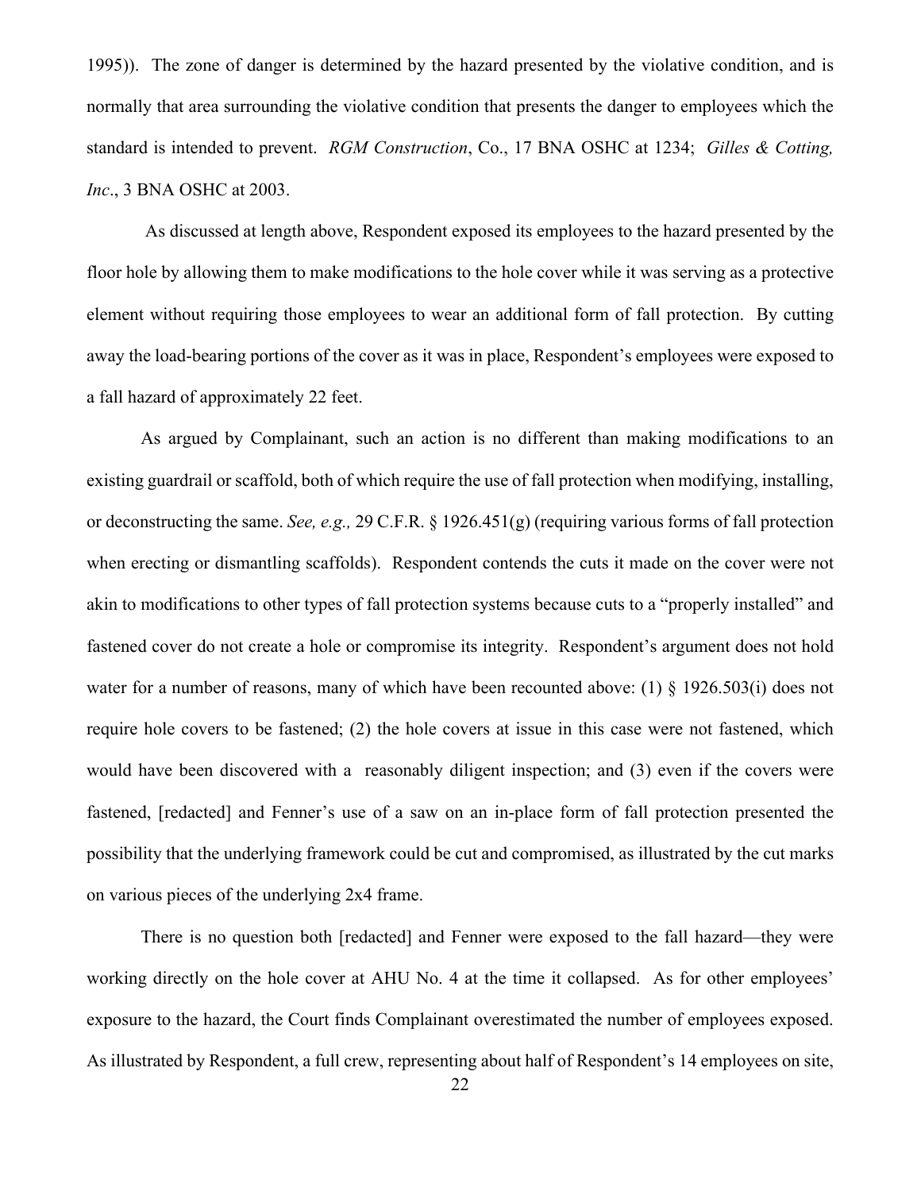1995)). The zone of danger is determined by the hazard presented by the violative condition, and is normally that area surrounding the violative condition that presents the danger to employees which the standard is intended to prevent. *RGM Construction*, Co., 17 BNA OSHC at 1234; *Gilles & Cotting, Inc*., 3 BNA OSHC at 2003.

As discussed at length above, Respondent exposed its employees to the hazard presented by the floor hole by allowing them to make modifications to the hole cover while it was serving as a protective element without requiring those employees to wear an additional form of fall protection. By cutting away the load-bearing portions of the cover as it was in place, Respondent's employees were exposed to a fall hazard of approximately 22 feet.

As argued by Complainant, such an action is no different than making modifications to an existing guardrail or scaffold, both of which require the use of fall protection when modifying, installing, or deconstructing the same. *See, e.g.,* 29 C.F.R. § 1926.451(g) (requiring various forms of fall protection when erecting or dismantling scaffolds). Respondent contends the cuts it made on the cover were not akin to modifications to other types of fall protection systems because cuts to a "properly installed" and fastened cover do not create a hole or compromise its integrity. Respondent's argument does not hold water for a number of reasons, many of which have been recounted above: (1) § 1926.503(i) does not require hole covers to be fastened; (2) the hole covers at issue in this case were not fastened, which would have been discovered with a reasonably diligent inspection; and (3) even if the covers were fastened, [redacted] and Fenner's use of a saw on an in-place form of fall protection presented the possibility that the underlying framework could be cut and compromised, as illustrated by the cut marks on various pieces of the underlying 2x4 frame.

There is no question both [redacted] and Fenner were exposed to the fall hazard—they were working directly on the hole cover at AHU No. 4 at the time it collapsed. As for other employees' exposure to the hazard, the Court finds Complainant overestimated the number of employees exposed. As illustrated by Respondent, a full crew, representing about half of Respondent's 14 employees on site,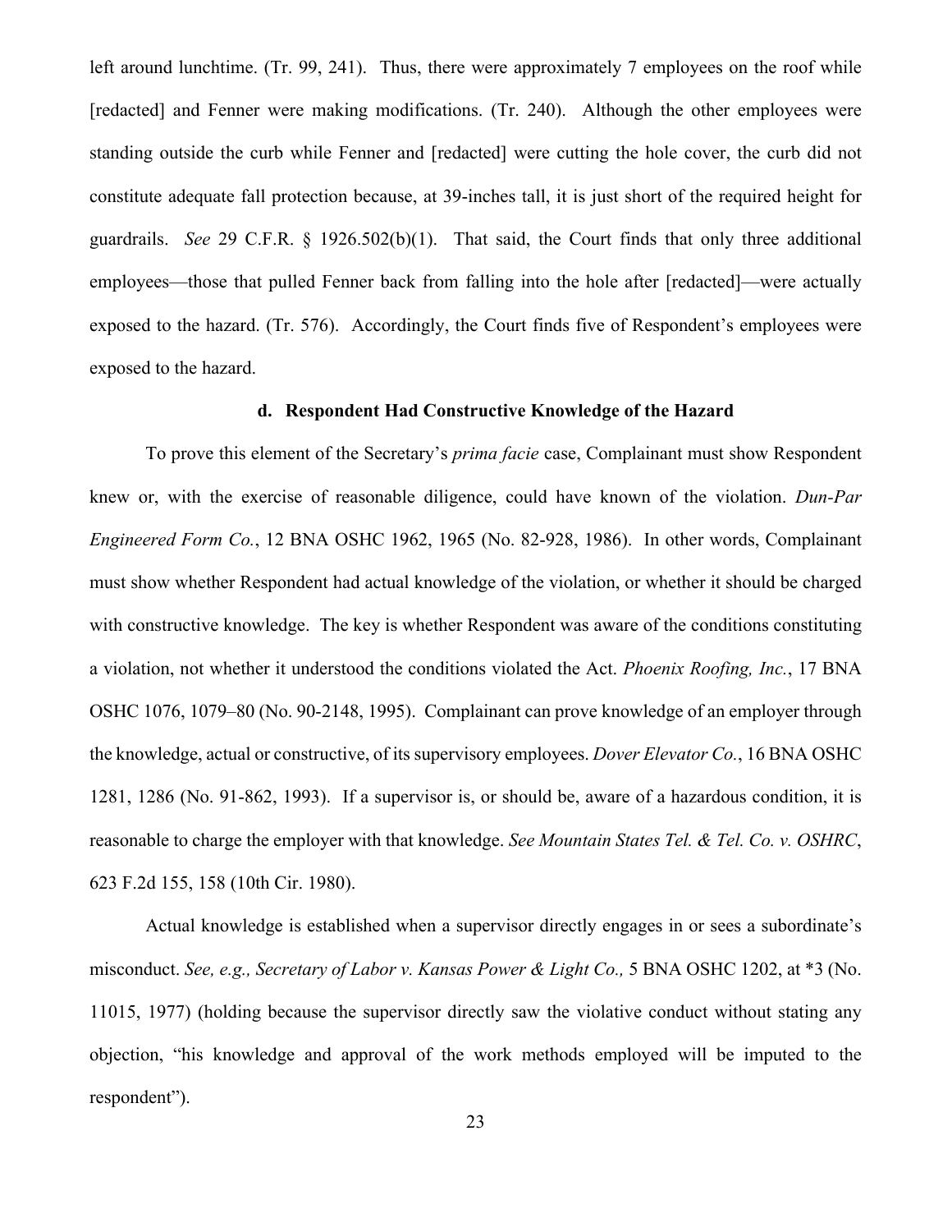left around lunchtime. (Tr. 99, 241). Thus, there were approximately 7 employees on the roof while [redacted] and Fenner were making modifications. (Tr. 240). Although the other employees were standing outside the curb while Fenner and [redacted] were cutting the hole cover, the curb did not constitute adequate fall protection because, at 39-inches tall, it is just short of the required height for guardrails. *See* 29 C.F.R. § 1926.502(b)(1). That said, the Court finds that only three additional employees—those that pulled Fenner back from falling into the hole after [redacted]—were actually exposed to the hazard. (Tr. 576). Accordingly, the Court finds five of Respondent's employees were exposed to the hazard.

#### d. Respondent Had Constructive Knowledge of the Hazard

To prove this element of the Secretary's *prima facie* case, Complainant must show Respondent knew or, with the exercise of reasonable diligence, could have known of the violation. *Dun-Par Engineered Form Co.*, 12 BNA OSHC 1962, 1965 (No. 82-928, 1986). In other words, Complainant must show whether Respondent had actual knowledge of the violation, or whether it should be charged with constructive knowledge. The key is whether Respondent was aware of the conditions constituting a violation, not whether it understood the conditions violated the Act. *Phoenix Roofing, Inc.*, 17 BNA OSHC 1076, 1079–80 (No. 90-2148, 1995). Complainant can prove knowledge of an employer through the knowledge, actual or constructive, of its supervisory employees. *Dover Elevator Co.*, 16 BNA OSHC 1281, 1286 (No. 91-862, 1993). If a supervisor is, or should be, aware of a hazardous condition, it is reasonable to charge the employer with that knowledge. *See Mountain States Tel. & Tel. Co. v. OSHRC*, 623 F.2d 155, 158 (10th Cir. 1980).

Actual knowledge is established when a supervisor directly engages in or sees a subordinate's misconduct. *See, e.g., Secretary of Labor v. Kansas Power & Light Co.,* 5 BNA OSHC 1202, at *3 (No. 11015, 1977) (holding because the supervisor directly saw the violative conduct without stating any objection, "his knowledge and approval of the work methods employed will be imputed to the respondent").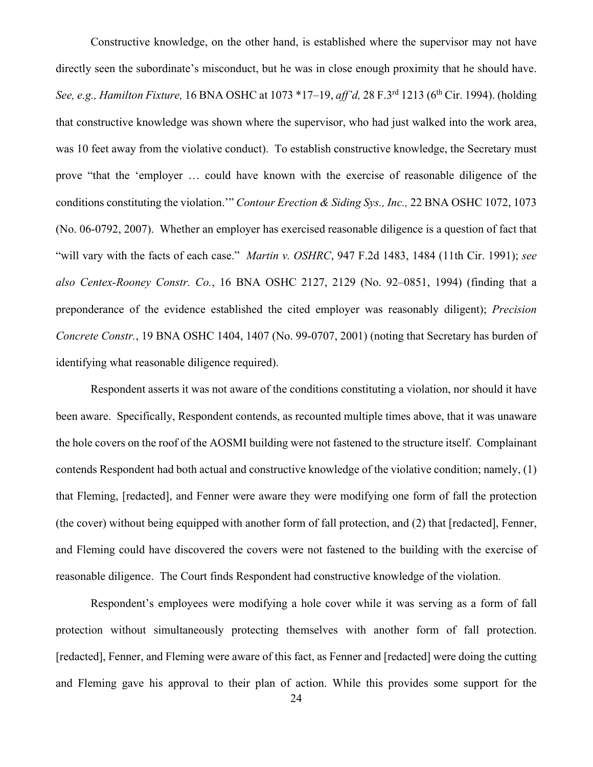Constructive knowledge, on the other hand, is established where the supervisor may not have directly seen the subordinate's misconduct, but he was in close enough proximity that he should have. *See, e.g., Hamilton Fixture,* 16 BNA OSHC at 1073 *17–19, *aff'd,* 28 F.3rd 1213 (6th Cir. 1994). (holding that constructive knowledge was shown where the supervisor, who had just walked into the work area, was 10 feet away from the violative conduct). To establish constructive knowledge, the Secretary must prove "that the 'employer … could have known with the exercise of reasonable diligence of the conditions constituting the violation.'" *Contour Erection & Siding Sys., Inc.,* 22 BNA OSHC 1072, 1073 (No. 06-0792, 2007). Whether an employer has exercised reasonable diligence is a question of fact that "will vary with the facts of each case." *Martin v. OSHRC*, 947 F.2d 1483, 1484 (11th Cir. 1991); *see also Centex-Rooney Constr. Co.*, 16 BNA OSHC 2127, 2129 (No. 92–0851, 1994) (finding that a preponderance of the evidence established the cited employer was reasonably diligent); *Precision Concrete Constr.*, 19 BNA OSHC 1404, 1407 (No. 99-0707, 2001) (noting that Secretary has burden of identifying what reasonable diligence required).

Respondent asserts it was not aware of the conditions constituting a violation, nor should it have been aware. Specifically, Respondent contends, as recounted multiple times above, that it was unaware the hole covers on the roof of the AOSMI building were not fastened to the structure itself. Complainant contends Respondent had both actual and constructive knowledge of the violative condition; namely, (1) that Fleming, [redacted], and Fenner were aware they were modifying one form of fall the protection (the cover) without being equipped with another form of fall protection, and (2) that [redacted], Fenner, and Fleming could have discovered the covers were not fastened to the building with the exercise of reasonable diligence. The Court finds Respondent had constructive knowledge of the violation.

Respondent's employees were modifying a hole cover while it was serving as a form of fall protection without simultaneously protecting themselves with another form of fall protection. [redacted], Fenner, and Fleming were aware of this fact, as Fenner and [redacted] were doing the cutting and Fleming gave his approval to their plan of action. While this provides some support for the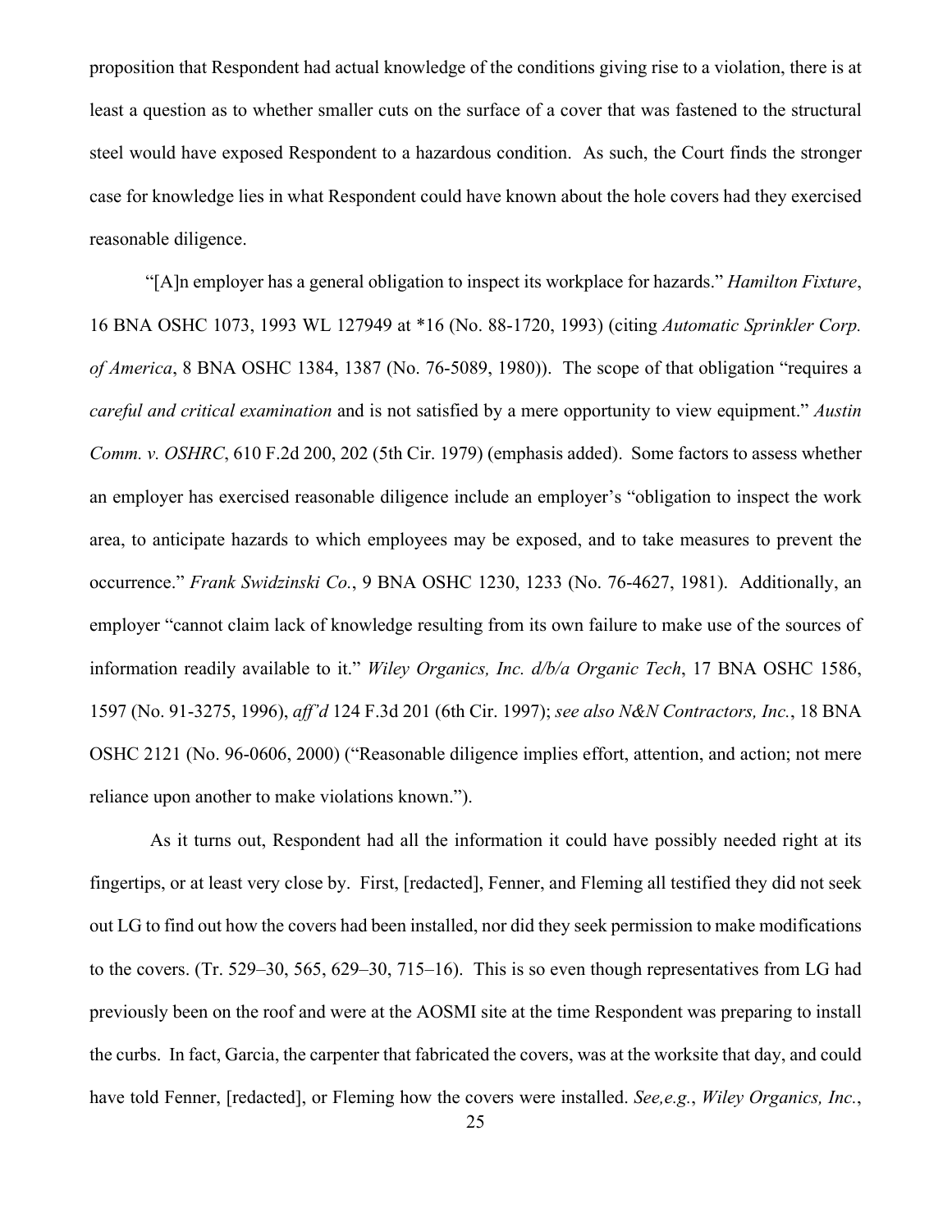proposition that Respondent had actual knowledge of the conditions giving rise to a violation, there is at least a question as to whether smaller cuts on the surface of a cover that was fastened to the structural steel would have exposed Respondent to a hazardous condition. As such, the Court finds the stronger case for knowledge lies in what Respondent could have known about the hole covers had they exercised reasonable diligence.

"[A]n employer has a general obligation to inspect its workplace for hazards." *Hamilton Fixture*, 16 BNA OSHC 1073, 1993 WL 127949 at *16 (No. 88-1720, 1993) (citing *Automatic Sprinkler Corp. of America*, 8 BNA OSHC 1384, 1387 (No. 76-5089, 1980)). The scope of that obligation "requires a *careful and critical examination* and is not satisfied by a mere opportunity to view equipment." *Austin Comm. v. OSHRC*, 610 F.2d 200, 202 (5th Cir. 1979) (emphasis added). Some factors to assess whether an employer has exercised reasonable diligence include an employer's "obligation to inspect the work area, to anticipate hazards to which employees may be exposed, and to take measures to prevent the occurrence." *Frank Swidzinski Co.*, 9 BNA OSHC 1230, 1233 (No. 76-4627, 1981). Additionally, an employer "cannot claim lack of knowledge resulting from its own failure to make use of the sources of information readily available to it." *Wiley Organics, Inc. d/b/a Organic Tech*, 17 BNA OSHC 1586, 1597 (No. 91-3275, 1996), *aff'd* 124 F.3d 201 (6th Cir. 1997); *see also N&N Contractors, Inc.*, 18 BNA OSHC 2121 (No. 96-0606, 2000) ("Reasonable diligence implies effort, attention, and action; not mere reliance upon another to make violations known.").

As it turns out, Respondent had all the information it could have possibly needed right at its fingertips, or at least very close by. First, [redacted], Fenner, and Fleming all testified they did not seek out LG to find out how the covers had been installed, nor did they seek permission to make modifications to the covers. (Tr. 529–30, 565, 629–30, 715–16). This is so even though representatives from LG had previously been on the roof and were at the AOSMI site at the time Respondent was preparing to install the curbs. In fact, Garcia, the carpenter that fabricated the covers, was at the worksite that day, and could have told Fenner, [redacted], or Fleming how the covers were installed. *See,e.g.*, *Wiley Organics, Inc.*,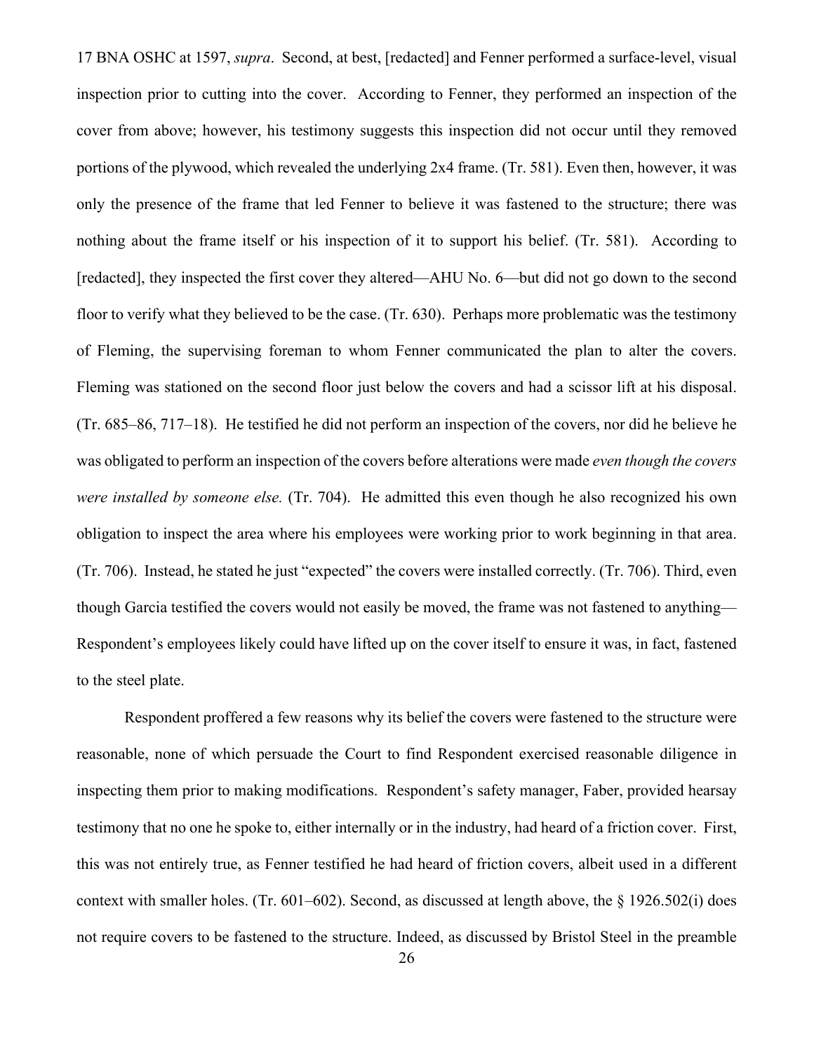17 BNA OSHC at 1597, *supra*. Second, at best, [redacted] and Fenner performed a surface-level, visual inspection prior to cutting into the cover. According to Fenner, they performed an inspection of the cover from above; however, his testimony suggests this inspection did not occur until they removed portions of the plywood, which revealed the underlying 2x4 frame. (Tr. 581). Even then, however, it was only the presence of the frame that led Fenner to believe it was fastened to the structure; there was nothing about the frame itself or his inspection of it to support his belief. (Tr. 581). According to [redacted], they inspected the first cover they altered—AHU No. 6—but did not go down to the second floor to verify what they believed to be the case. (Tr. 630). Perhaps more problematic was the testimony of Fleming, the supervising foreman to whom Fenner communicated the plan to alter the covers. Fleming was stationed on the second floor just below the covers and had a scissor lift at his disposal. (Tr. 685–86, 717–18). He testified he did not perform an inspection of the covers, nor did he believe he was obligated to perform an inspection of the covers before alterations were made *even though the covers were installed by someone else.* (Tr. 704). He admitted this even though he also recognized his own obligation to inspect the area where his employees were working prior to work beginning in that area. (Tr. 706). Instead, he stated he just "expected" the covers were installed correctly. (Tr. 706). Third, even though Garcia testified the covers would not easily be moved, the frame was not fastened to anything—Respondent's employees likely could have lifted up on the cover itself to ensure it was, in fact, fastened to the steel plate.

Respondent proffered a few reasons why its belief the covers were fastened to the structure were reasonable, none of which persuade the Court to find Respondent exercised reasonable diligence in inspecting them prior to making modifications. Respondent's safety manager, Faber, provided hearsay testimony that no one he spoke to, either internally or in the industry, had heard of a friction cover. First, this was not entirely true, as Fenner testified he had heard of friction covers, albeit used in a different context with smaller holes. (Tr. 601–602). Second, as discussed at length above, the § 1926.502(i) does not require covers to be fastened to the structure. Indeed, as discussed by Bristol Steel in the preamble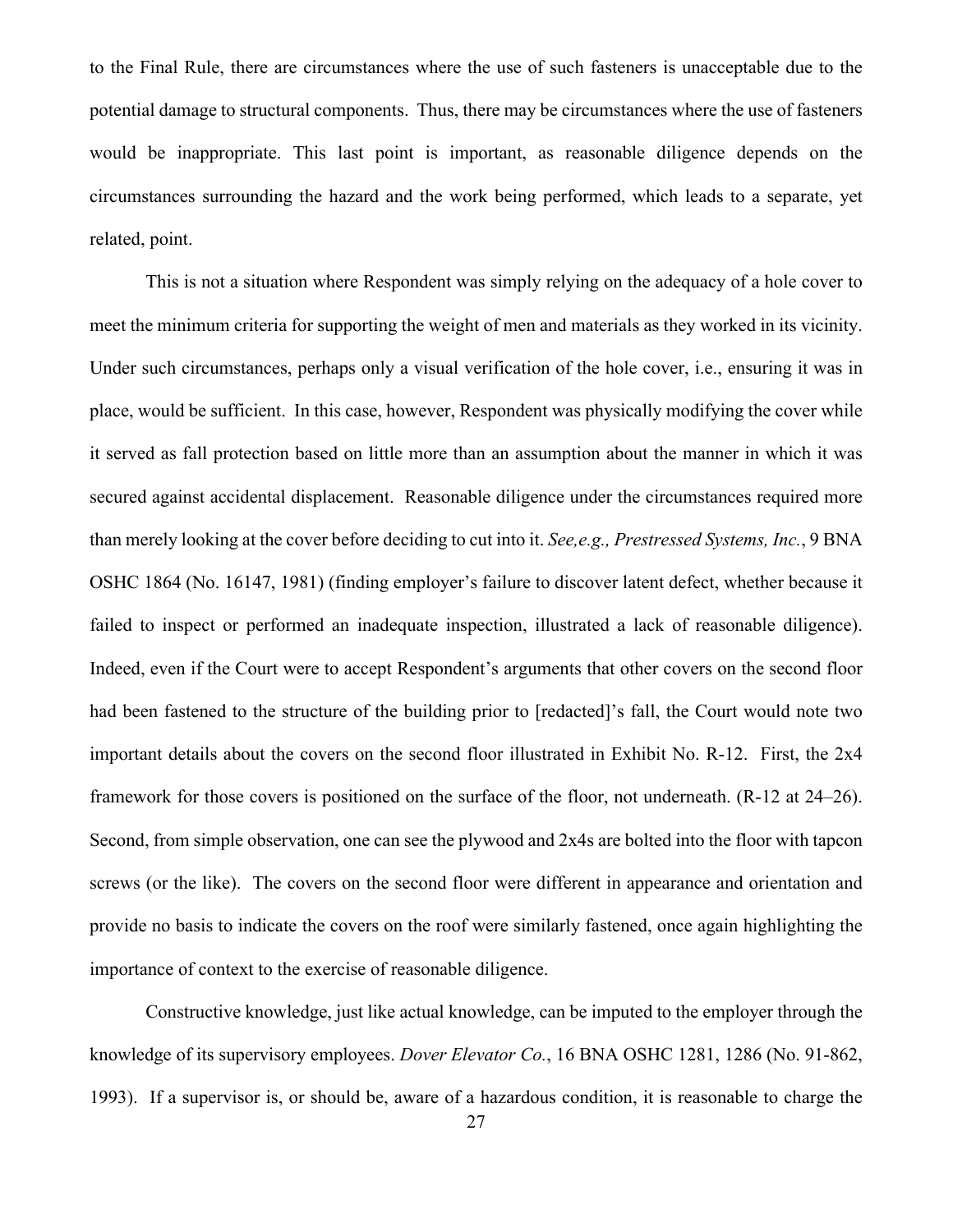to the Final Rule, there are circumstances where the use of such fasteners is unacceptable due to the potential damage to structural components. Thus, there may be circumstances where the use of fasteners would be inappropriate. This last point is important, as reasonable diligence depends on the circumstances surrounding the hazard and the work being performed, which leads to a separate, yet related, point.

This is not a situation where Respondent was simply relying on the adequacy of a hole cover to meet the minimum criteria for supporting the weight of men and materials as they worked in its vicinity. Under such circumstances, perhaps only a visual verification of the hole cover, i.e., ensuring it was in place, would be sufficient. In this case, however, Respondent was physically modifying the cover while it served as fall protection based on little more than an assumption about the manner in which it was secured against accidental displacement. Reasonable diligence under the circumstances required more than merely looking at the cover before deciding to cut into it. *See,e.g., Prestressed Systems, Inc.*, 9 BNA OSHC 1864 (No. 16147, 1981) (finding employer's failure to discover latent defect, whether because it failed to inspect or performed an inadequate inspection, illustrated a lack of reasonable diligence). Indeed, even if the Court were to accept Respondent's arguments that other covers on the second floor had been fastened to the structure of the building prior to [redacted]'s fall, the Court would note two important details about the covers on the second floor illustrated in Exhibit No. R-12. First, the 2x4 framework for those covers is positioned on the surface of the floor, not underneath. (R-12 at 24–26). Second, from simple observation, one can see the plywood and 2x4s are bolted into the floor with tapcon screws (or the like). The covers on the second floor were different in appearance and orientation and provide no basis to indicate the covers on the roof were similarly fastened, once again highlighting the importance of context to the exercise of reasonable diligence.

Constructive knowledge, just like actual knowledge, can be imputed to the employer through the knowledge of its supervisory employees. *Dover Elevator Co.*, 16 BNA OSHC 1281, 1286 (No. 91-862, 1993). If a supervisor is, or should be, aware of a hazardous condition, it is reasonable to charge the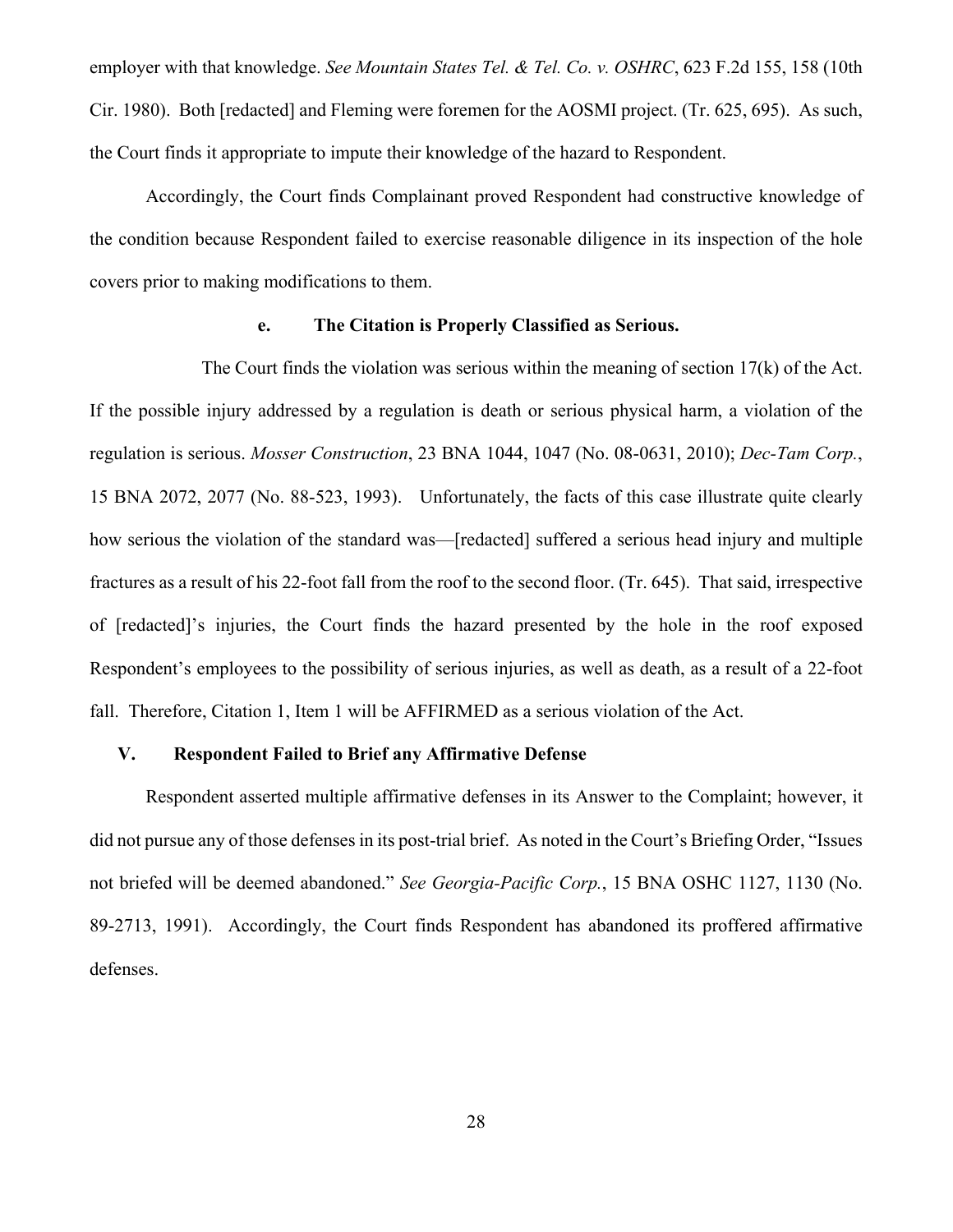employer with that knowledge. *See Mountain States Tel. & Tel. Co. v. OSHRC*, 623 F.2d 155, 158 (10th Cir. 1980). Both [redacted] and Fleming were foremen for the AOSMI project. (Tr. 625, 695). As such, the Court finds it appropriate to impute their knowledge of the hazard to Respondent.

Accordingly, the Court finds Complainant proved Respondent had constructive knowledge of the condition because Respondent failed to exercise reasonable diligence in its inspection of the hole covers prior to making modifications to them.

#### e. The Citation is Properly Classified as Serious.

The Court finds the violation was serious within the meaning of section 17(k) of the Act. If the possible injury addressed by a regulation is death or serious physical harm, a violation of the regulation is serious. *Mosser Construction*, 23 BNA 1044, 1047 (No. 08-0631, 2010); *Dec-Tam Corp.*, 15 BNA 2072, 2077 (No. 88-523, 1993). Unfortunately, the facts of this case illustrate quite clearly how serious the violation of the standard was—[redacted] suffered a serious head injury and multiple fractures as a result of his 22-foot fall from the roof to the second floor. (Tr. 645). That said, irrespective of [redacted]'s injuries, the Court finds the hazard presented by the hole in the roof exposed Respondent's employees to the possibility of serious injuries, as well as death, as a result of a 22-foot fall. Therefore, Citation 1, Item 1 will be AFFIRMED as a serious violation of the Act.

## V. Respondent Failed to Brief any Affirmative Defense

Respondent asserted multiple affirmative defenses in its Answer to the Complaint; however, it did not pursue any of those defenses in its post-trial brief. As noted in the Court's Briefing Order, "Issues not briefed will be deemed abandoned." *See Georgia-Pacific Corp.*, 15 BNA OSHC 1127, 1130 (No. 89-2713, 1991). Accordingly, the Court finds Respondent has abandoned its proffered affirmative defenses.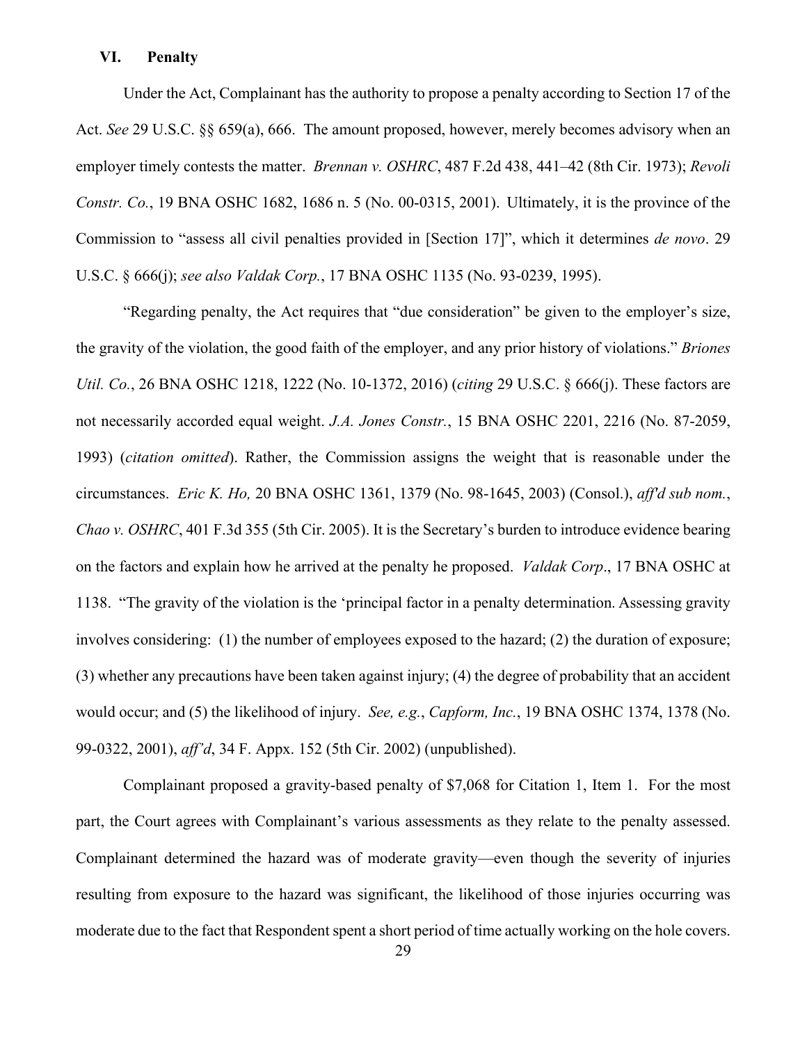## VI. Penalty

Under the Act, Complainant has the authority to propose a penalty according to Section 17 of the Act. *See* 29 U.S.C. §§ 659(a), 666. The amount proposed, however, merely becomes advisory when an employer timely contests the matter. *Brennan v. OSHRC*, 487 F.2d 438, 441–42 (8th Cir. 1973); *Revoli Constr. Co.*, 19 BNA OSHC 1682, 1686 n. 5 (No. 00-0315, 2001). Ultimately, it is the province of the Commission to "assess all civil penalties provided in [Section 17]", which it determines *de novo*. 29 U.S.C. § 666(j); *see also Valdak Corp.*, 17 BNA OSHC 1135 (No. 93-0239, 1995).

"Regarding penalty, the Act requires that "due consideration" be given to the employer's size, the gravity of the violation, the good faith of the employer, and any prior history of violations." *Briones Util. Co.*, 26 BNA OSHC 1218, 1222 (No. 10-1372, 2016) (*citing* 29 U.S.C. § 666(j). These factors are not necessarily accorded equal weight. *J.A. Jones Constr.*, 15 BNA OSHC 2201, 2216 (No. 87-2059, 1993) (*citation omitted*). Rather, the Commission assigns the weight that is reasonable under the circumstances. *Eric K. Ho,* 20 BNA OSHC 1361, 1379 (No. 98-1645, 2003) (Consol.), *aff'd sub nom.*, *Chao v. OSHRC*, 401 F.3d 355 (5th Cir. 2005). It is the Secretary's burden to introduce evidence bearing on the factors and explain how he arrived at the penalty he proposed. *Valdak Corp*., 17 BNA OSHC at 1138. "The gravity of the violation is the 'principal factor in a penalty determination. Assessing gravity involves considering: (1) the number of employees exposed to the hazard; (2) the duration of exposure; (3) whether any precautions have been taken against injury; (4) the degree of probability that an accident would occur; and (5) the likelihood of injury. *See, e.g.*, *Capform, Inc.*, 19 BNA OSHC 1374, 1378 (No. 99-0322, 2001), *aff'd*, 34 F. Appx. 152 (5th Cir. 2002) (unpublished).

Complainant proposed a gravity-based penalty of $7,068 for Citation 1, Item 1. For the most part, the Court agrees with Complainant's various assessments as they relate to the penalty assessed. Complainant determined the hazard was of moderate gravity—even though the severity of injuries resulting from exposure to the hazard was significant, the likelihood of those injuries occurring was moderate due to the fact that Respondent spent a short period of time actually working on the hole covers.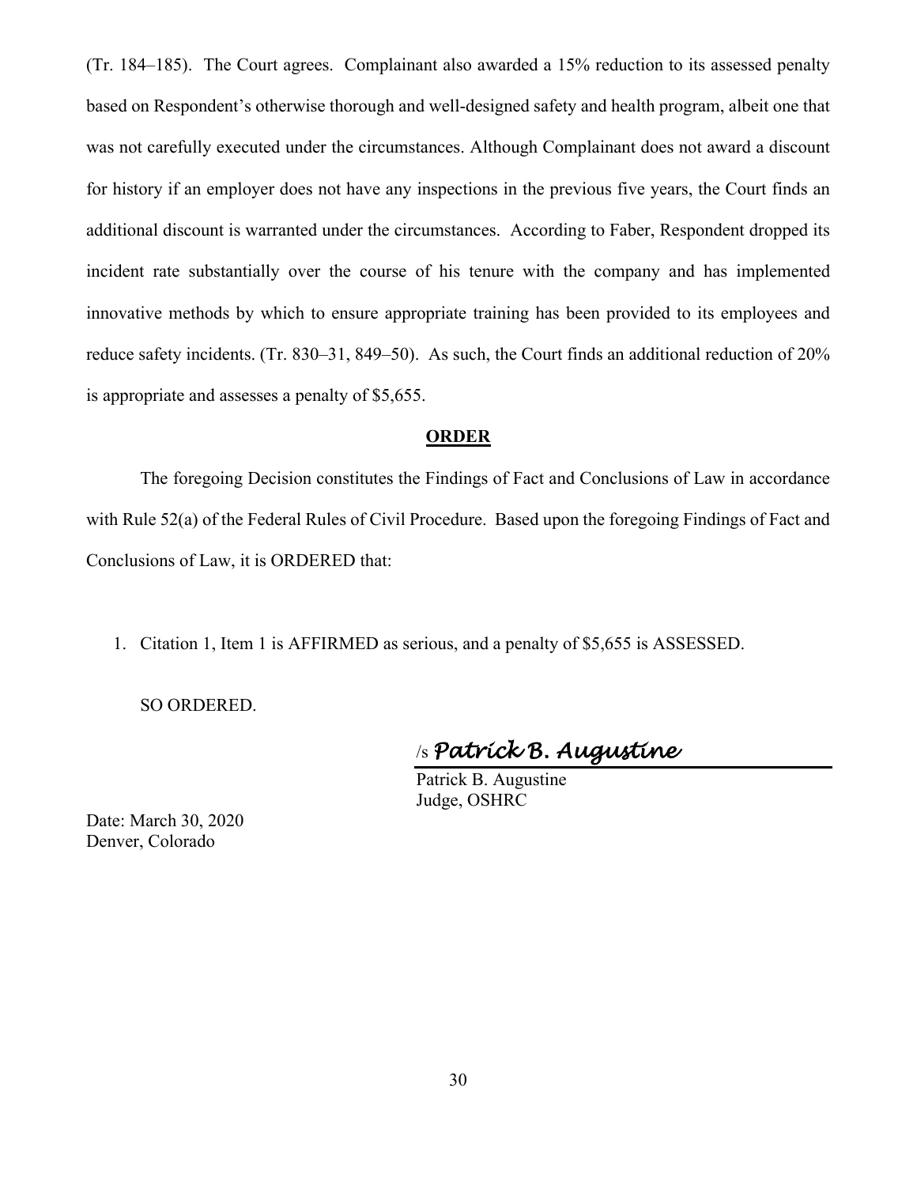(Tr. 184–185). The Court agrees. Complainant also awarded a 15% reduction to its assessed penalty based on Respondent's otherwise thorough and well-designed safety and health program, albeit one that was not carefully executed under the circumstances. Although Complainant does not award a discount for history if an employer does not have any inspections in the previous five years, the Court finds an additional discount is warranted under the circumstances. According to Faber, Respondent dropped its incident rate substantially over the course of his tenure with the company and has implemented innovative methods by which to ensure appropriate training has been provided to its employees and reduce safety incidents. (Tr. 830–31, 849–50). As such, the Court finds an additional reduction of 20% is appropriate and assesses a penalty of $5,655.

## ORDER

The foregoing Decision constitutes the Findings of Fact and Conclusions of Law in accordance with Rule 52(a) of the Federal Rules of Civil Procedure. Based upon the foregoing Findings of Fact and Conclusions of Law, it is ORDERED that:

1. Citation 1, Item 1 is AFFIRMED as serious, and a penalty of $5,655 is ASSESSED.

SO ORDERED.

/s *Patrick B. Augustine*

Patrick B. Augustine
Judge, OSHRC

Date: March 30, 2020
Denver, Colorado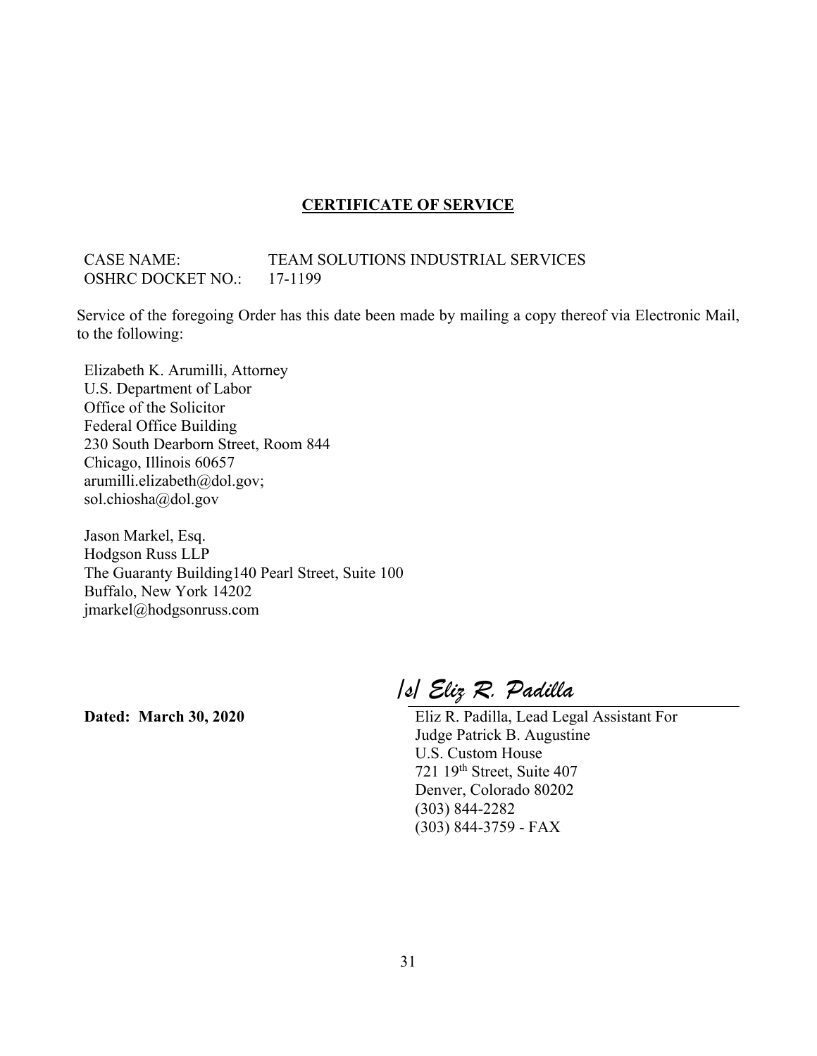**CERTIFICATE OF SERVICE**

CASE NAME: TEAM SOLUTIONS INDUSTRIAL SERVICES
OSHRC DOCKET NO.: 17-1199

Service of the foregoing Order has this date been made by mailing a copy thereof via Electronic Mail, to the following:

Elizabeth K. Arumilli, Attorney
U.S. Department of Labor
Office of the Solicitor
Federal Office Building
230 South Dearborn Street, Room 844
Chicago, Illinois 60657
arumilli.elizabeth@dol.gov;
sol.chiosha@dol.gov

Jason Markel, Esq.
Hodgson Russ LLP
The Guaranty Building140 Pearl Street, Suite 100
Buffalo, New York 14202
jmarkel@hodgsonruss.com

*/s/ Eliz R. Padilla*

**Dated: March 30, 2020**

Eliz R. Padilla, Lead Legal Assistant For
Judge Patrick B. Augustine
U.S. Custom House
721 19th Street, Suite 407
Denver, Colorado 80202
(303) 844-2282
(303) 844-3759 - FAX